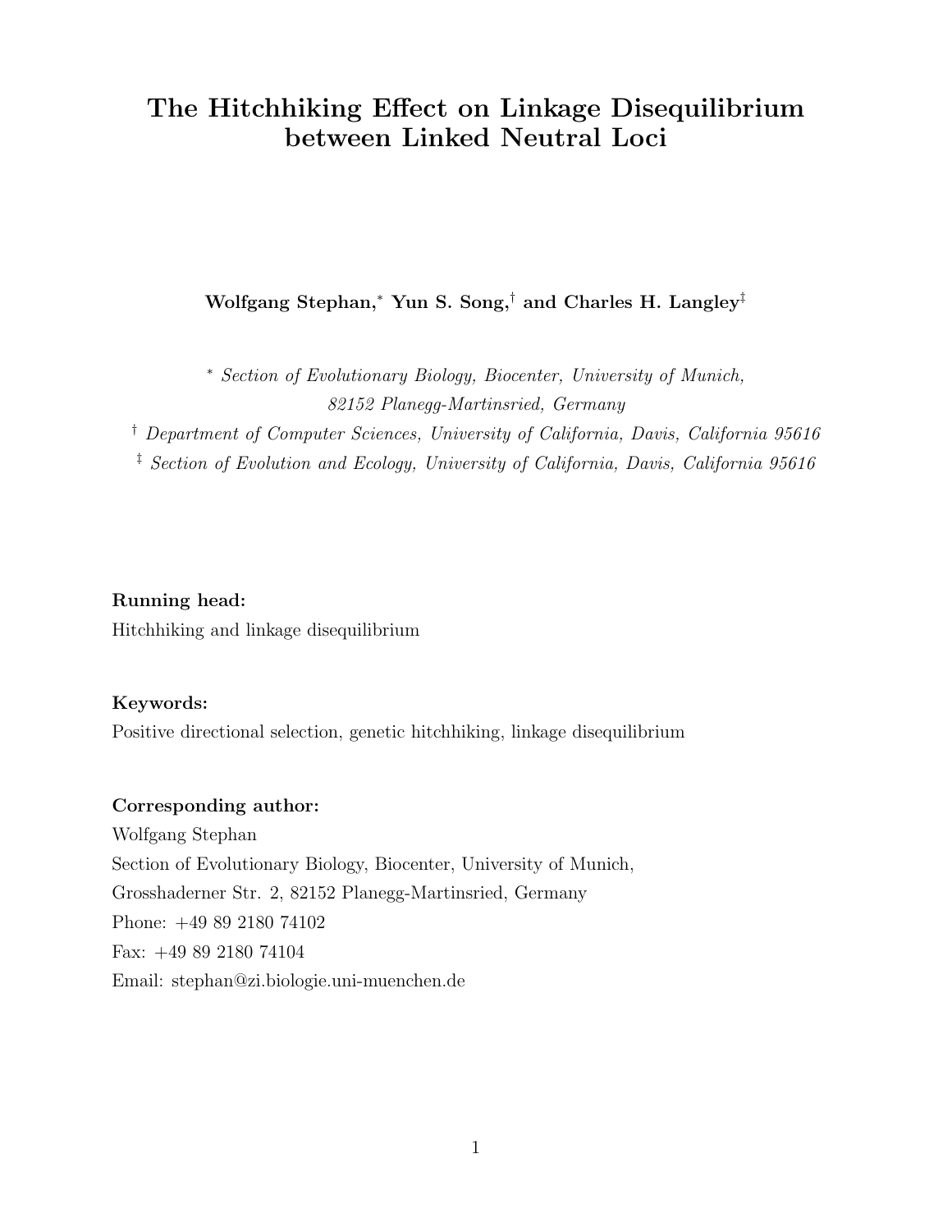# The Hitchhiking Effect on Linkage Disequilibrium between Linked Neutral Loci

**Wolfgang Stephan,[*] Yun S. Song,[†] and Charles H. Langley[‡]**

[*] *Section of Evolutionary Biology, Biocenter, University of Munich, 82152 Planegg-Martinsried, Germany*

[†] *Department of Computer Sciences, University of California, Davis, California 95616*

[‡] *Section of Evolution and Ecology, University of California, Davis, California 95616*

**Running head:**
Hitchhiking and linkage disequilibrium

**Keywords:**
Positive directional selection, genetic hitchhiking, linkage disequilibrium

**Corresponding author:**
Wolfgang Stephan
Section of Evolutionary Biology, Biocenter, University of Munich,
Grosshaderner Str. 2, 82152 Planegg-Martinsried, Germany
Phone: +49 89 2180 74102
Fax: +49 89 2180 74104
Email: stephan@zi.biologie.uni-muenchen.de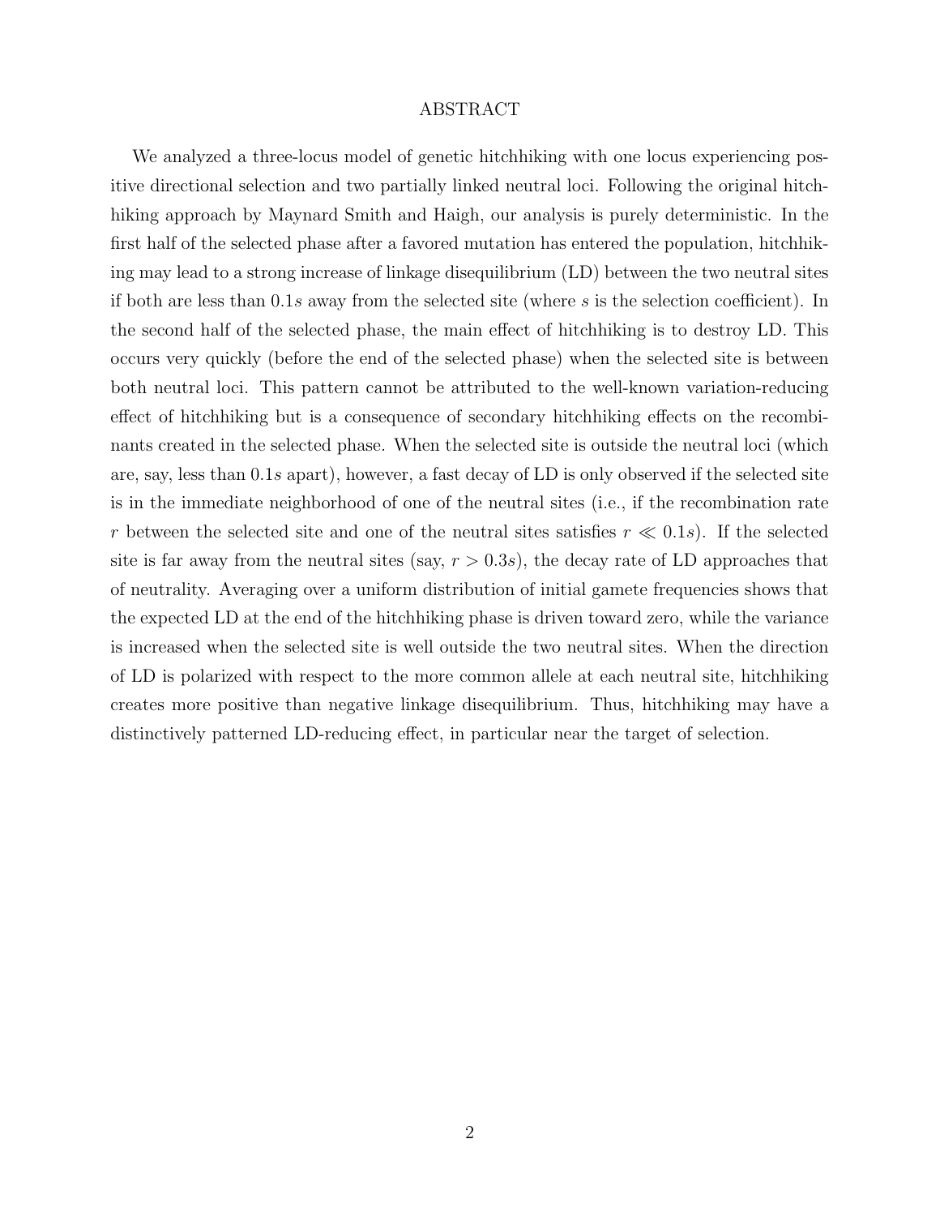# ABSTRACT

We analyzed a three-locus model of genetic hitchhiking with one locus experiencing positive directional selection and two partially linked neutral loci. Following the original hitchhiking approach by Maynard Smith and Haigh, our analysis is purely deterministic. In the first half of the selected phase after a favored mutation has entered the population, hitchhiking may lead to a strong increase of linkage disequilibrium (LD) between the two neutral sites if both are less than $0.1s$ away from the selected site (where $s$ is the selection coefficient). In the second half of the selected phase, the main effect of hitchhiking is to destroy LD. This occurs very quickly (before the end of the selected phase) when the selected site is between both neutral loci. This pattern cannot be attributed to the well-known variation-reducing effect of hitchhiking but is a consequence of secondary hitchhiking effects on the recombinants created in the selected phase. When the selected site is outside the neutral loci (which are, say, less than $0.1s$ apart), however, a fast decay of LD is only observed if the selected site is in the immediate neighborhood of one of the neutral sites (i.e., if the recombination rate $r$ between the selected site and one of the neutral sites satisfies $r \ll 0.1s$). If the selected site is far away from the neutral sites (say, $r > 0.3s$), the decay rate of LD approaches that of neutrality. Averaging over a uniform distribution of initial gamete frequencies shows that the expected LD at the end of the hitchhiking phase is driven toward zero, while the variance is increased when the selected site is well outside the two neutral sites. When the direction of LD is polarized with respect to the more common allele at each neutral site, hitchhiking creates more positive than negative linkage disequilibrium. Thus, hitchhiking may have a distinctively patterned LD-reducing effect, in particular near the target of selection.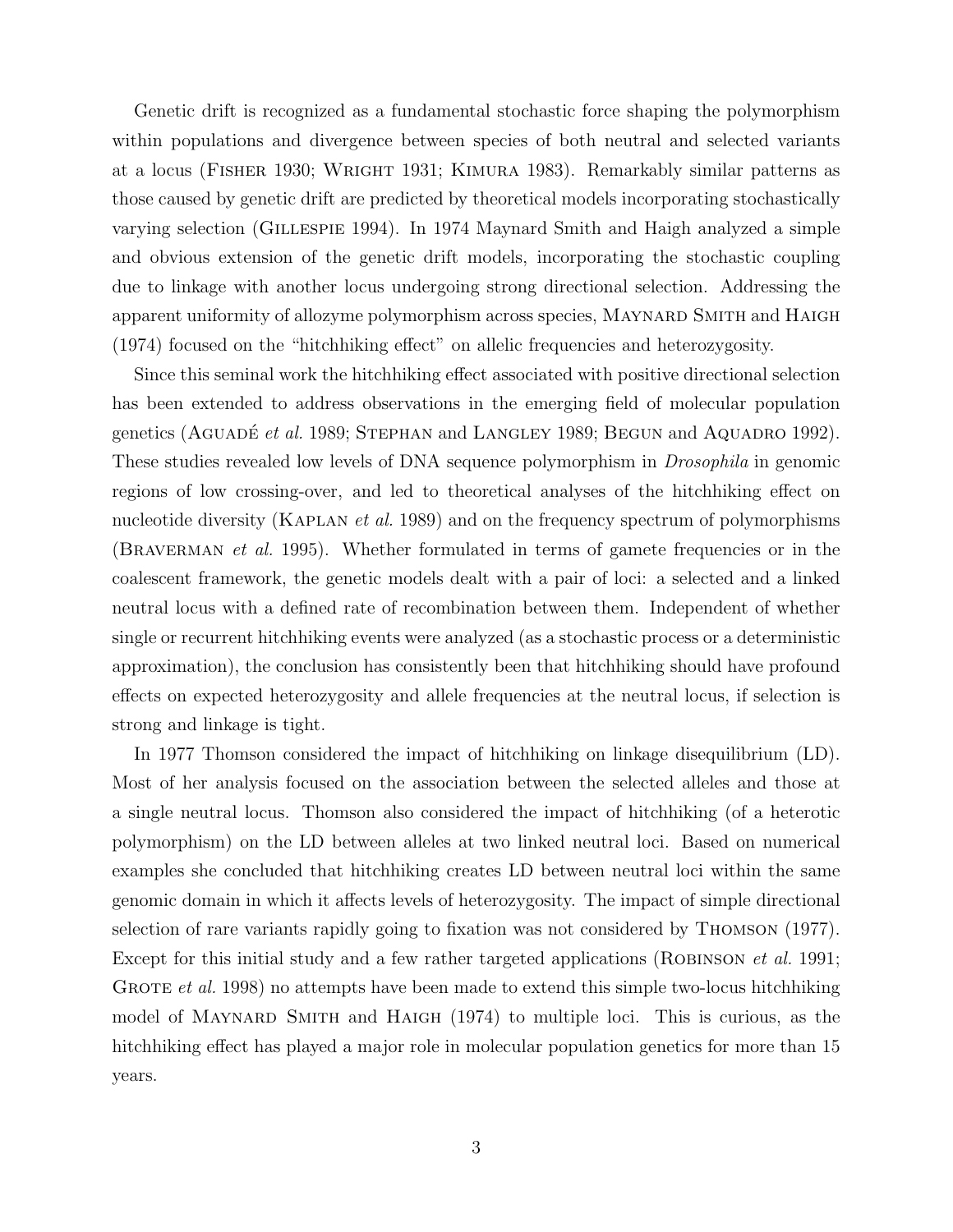Genetic drift is recognized as a fundamental stochastic force shaping the polymorphism within populations and divergence between species of both neutral and selected variants at a locus (Fisher 1930; Wright 1931; Kimura 1983). Remarkably similar patterns as those caused by genetic drift are predicted by theoretical models incorporating stochastically varying selection (Gillespie 1994). In 1974 Maynard Smith and Haigh analyzed a simple and obvious extension of the genetic drift models, incorporating the stochastic coupling due to linkage with another locus undergoing strong directional selection. Addressing the apparent uniformity of allozyme polymorphism across species, Maynard Smith and Haigh (1974) focused on the "hitchhiking effect" on allelic frequencies and heterozygosity.

Since this seminal work the hitchhiking effect associated with positive directional selection has been extended to address observations in the emerging field of molecular population genetics (Aguadé *et al.* 1989; Stephan and Langley 1989; Begun and Aquadro 1992). These studies revealed low levels of DNA sequence polymorphism in *Drosophila* in genomic regions of low crossing-over, and led to theoretical analyses of the hitchhiking effect on nucleotide diversity (Kaplan *et al.* 1989) and on the frequency spectrum of polymorphisms (Braverman *et al.* 1995). Whether formulated in terms of gamete frequencies or in the coalescent framework, the genetic models dealt with a pair of loci: a selected and a linked neutral locus with a defined rate of recombination between them. Independent of whether single or recurrent hitchhiking events were analyzed (as a stochastic process or a deterministic approximation), the conclusion has consistently been that hitchhiking should have profound effects on expected heterozygosity and allele frequencies at the neutral locus, if selection is strong and linkage is tight.

In 1977 Thomson considered the impact of hitchhiking on linkage disequilibrium (LD). Most of her analysis focused on the association between the selected alleles and those at a single neutral locus. Thomson also considered the impact of hitchhiking (of a heterotic polymorphism) on the LD between alleles at two linked neutral loci. Based on numerical examples she concluded that hitchhiking creates LD between neutral loci within the same genomic domain in which it affects levels of heterozygosity. The impact of simple directional selection of rare variants rapidly going to fixation was not considered by Thomson (1977). Except for this initial study and a few rather targeted applications (Robinson *et al.* 1991; Grote *et al.* 1998) no attempts have been made to extend this simple two-locus hitchhiking model of Maynard Smith and Haigh (1974) to multiple loci. This is curious, as the hitchhiking effect has played a major role in molecular population genetics for more than 15 years.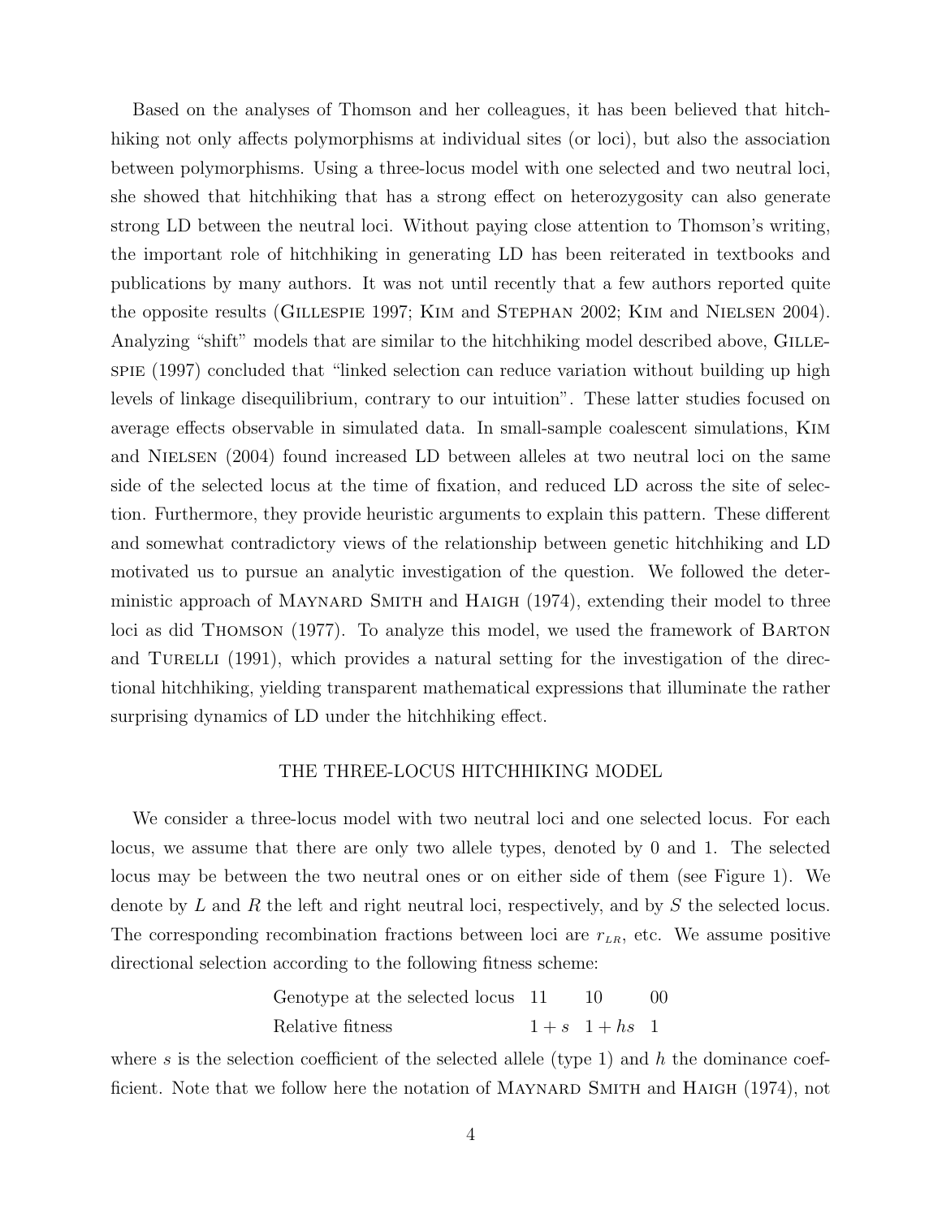Based on the analyses of Thomson and her colleagues, it has been believed that hitchhiking not only affects polymorphisms at individual sites (or loci), but also the association between polymorphisms. Using a three-locus model with one selected and two neutral loci, she showed that hitchhiking that has a strong effect on heterozygosity can also generate strong LD between the neutral loci. Without paying close attention to Thomson's writing, the important role of hitchhiking in generating LD has been reiterated in textbooks and publications by many authors. It was not until recently that a few authors reported quite the opposite results (Gillespie 1997; Kim and Stephan 2002; Kim and Nielsen 2004). Analyzing "shift" models that are similar to the hitchhiking model described above, Gillespie (1997) concluded that "linked selection can reduce variation without building up high levels of linkage disequilibrium, contrary to our intuition". These latter studies focused on average effects observable in simulated data. In small-sample coalescent simulations, Kim and Nielsen (2004) found increased LD between alleles at two neutral loci on the same side of the selected locus at the time of fixation, and reduced LD across the site of selection. Furthermore, they provide heuristic arguments to explain this pattern. These different and somewhat contradictory views of the relationship between genetic hitchhiking and LD motivated us to pursue an analytic investigation of the question. We followed the deterministic approach of Maynard Smith and Haigh (1974), extending their model to three loci as did Thomson (1977). To analyze this model, we used the framework of Barton and Turelli (1991), which provides a natural setting for the investigation of the directional hitchhiking, yielding transparent mathematical expressions that illuminate the rather surprising dynamics of LD under the hitchhiking effect.

## THE THREE-LOCUS HITCHHIKING MODEL

We consider a three-locus model with two neutral loci and one selected locus. For each locus, we assume that there are only two allele types, denoted by 0 and 1. The selected locus may be between the two neutral ones or on either side of them (see Figure 1). We denote by $L$ and $R$ the left and right neutral loci, respectively, and by $S$ the selected locus. The corresponding recombination fractions between loci are $r_{LR}$, etc. We assume positive directional selection according to the following fitness scheme:

| Genotype at the selected locus | 11 | 10 | 00 |
|---|---|---|---|
| Relative fitness | $1+s$ | $1+hs$ | 1 |

where $s$ is the selection coefficient of the selected allele (type 1) and $h$ the dominance coefficient. Note that we follow here the notation of Maynard Smith and Haigh (1974), not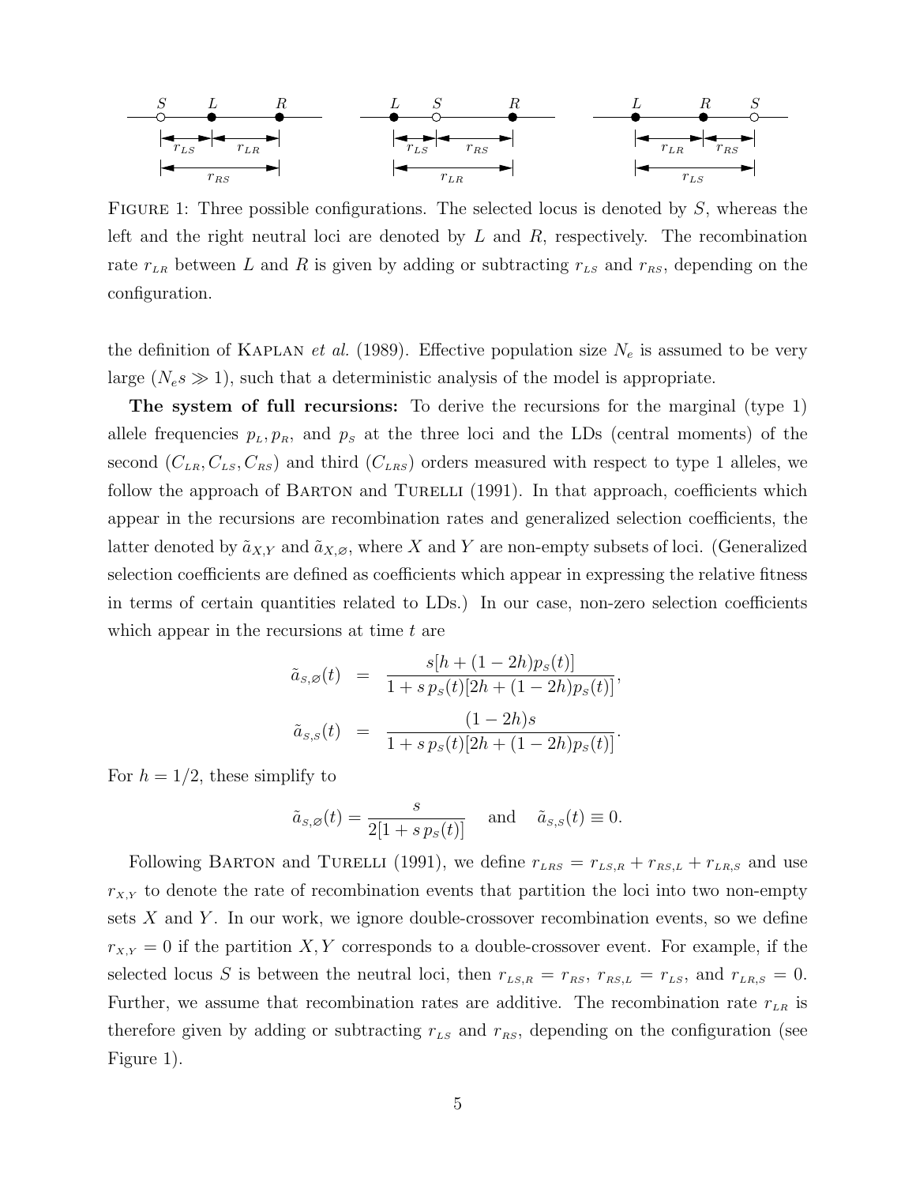FIGURE 1: Three possible configurations. The selected locus is denoted by $S$, whereas the left and the right neutral loci are denoted by $L$ and $R$, respectively. The recombination rate $r_{LR}$ between $L$ and $R$ is given by adding or subtracting $r_{LS}$ and $r_{RS}$, depending on the configuration.

the definition of KAPLAN *et al.* (1989). Effective population size $N_e$ is assumed to be very large ($N_e s \gg 1$), such that a deterministic analysis of the model is appropriate.

**The system of full recursions:** To derive the recursions for the marginal (type 1) allele frequencies $p_L, p_R$, and $p_S$ at the three loci and the LDs (central moments) of the second ($C_{LR}, C_{LS}, C_{RS}$) and third ($C_{LRS}$) orders measured with respect to type 1 alleles, we follow the approach of BARTON and TURELLI (1991). In that approach, coefficients which appear in the recursions are recombination rates and generalized selection coefficients, the latter denoted by $\tilde{a}_{X,Y}$ and $\tilde{a}_{X,\varnothing}$, where $X$ and $Y$ are non-empty subsets of loci. (Generalized selection coefficients are defined as coefficients which appear in expressing the relative fitness in terms of certain quantities related to LDs.) In our case, non-zero selection coefficients which appear in the recursions at time $t$ are

$$\begin{aligned}
\tilde{a}_{S,\varnothing}(t) &= \frac{s[h + (1-2h)p_S(t)]}{1 + s\,p_S(t)[2h + (1-2h)p_S(t)]}, \\
\tilde{a}_{S,S}(t) &= \frac{(1-2h)s}{1 + s\,p_S(t)[2h + (1-2h)p_S(t)]}.
\end{aligned}$$

For $h = 1/2$, these simplify to

$$\tilde{a}_{S,\varnothing}(t) = \frac{s}{2[1 + s\,p_S(t)]} \quad \text{and} \quad \tilde{a}_{S,S}(t) \equiv 0.$$

Following BARTON and TURELLI (1991), we define $r_{LRS} = r_{LS,R} + r_{RS,L} + r_{LR,S}$ and use $r_{X,Y}$ to denote the rate of recombination events that partition the loci into two non-empty sets $X$ and $Y$. In our work, we ignore double-crossover recombination events, so we define $r_{X,Y} = 0$ if the partition $X, Y$ corresponds to a double-crossover event. For example, if the selected locus $S$ is between the neutral loci, then $r_{LS,R} = r_{RS}$, $r_{RS,L} = r_{LS}$, and $r_{LR,S} = 0$. Further, we assume that recombination rates are additive. The recombination rate $r_{LR}$ is therefore given by adding or subtracting $r_{LS}$ and $r_{RS}$, depending on the configuration (see Figure 1).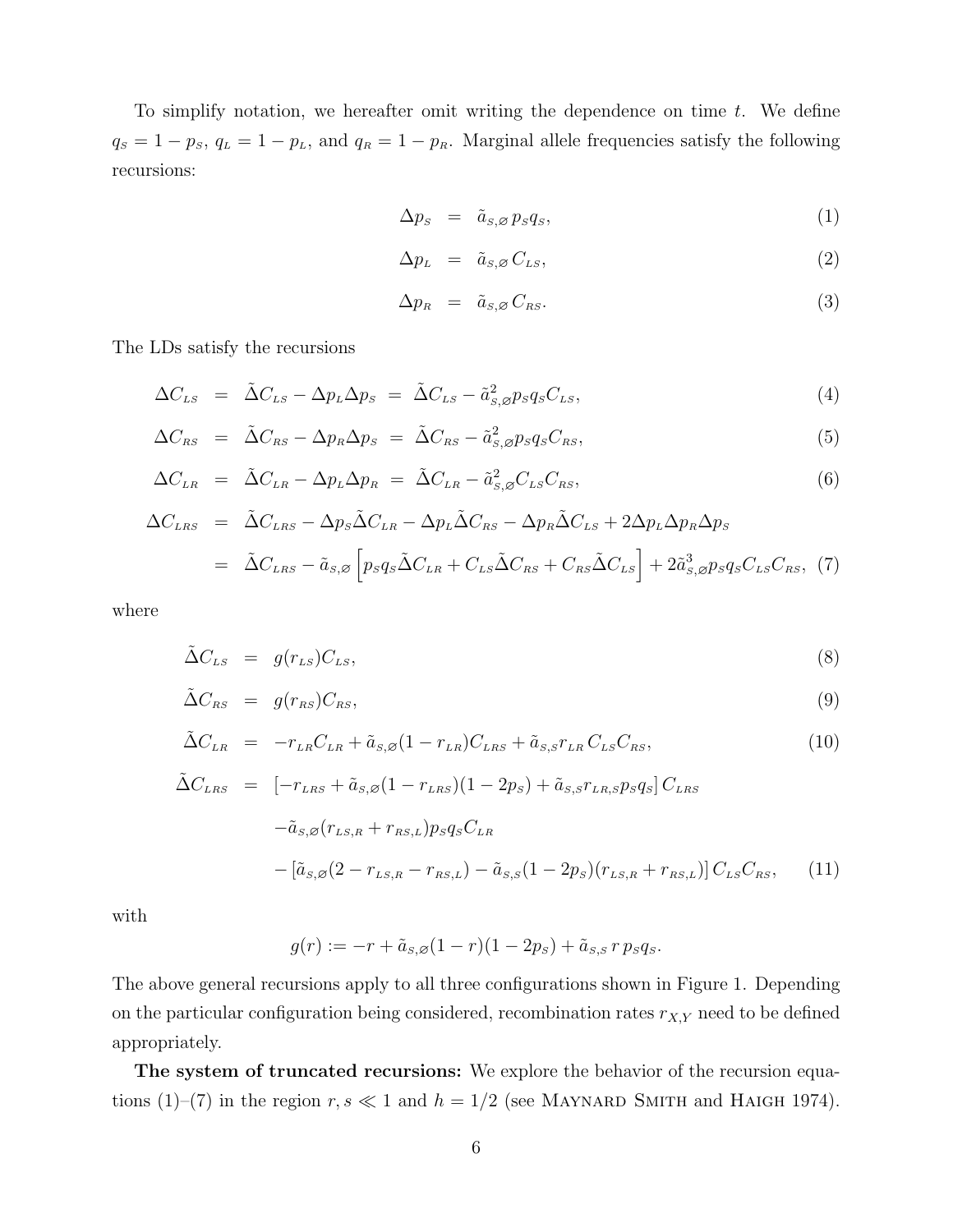To simplify notation, we hereafter omit writing the dependence on time $t$. We define $q_S = 1 - p_S$, $q_L = 1 - p_L$, and $q_R = 1 - p_R$. Marginal allele frequencies satisfy the following recursions:

$$\Delta p_S = \tilde{a}_{S,\varnothing}\, p_S q_S, \tag{1}$$

$$\Delta p_L = \tilde{a}_{S,\varnothing}\, C_{LS}, \tag{2}$$

$$\Delta p_R = \tilde{a}_{S,\varnothing}\, C_{RS}. \tag{3}$$

The LDs satisfy the recursions

$$\Delta C_{LS} = \tilde{\Delta} C_{LS} - \Delta p_L \Delta p_S = \tilde{\Delta} C_{LS} - \tilde{a}^2_{S,\varnothing} p_S q_S C_{LS}, \tag{4}$$

$$\Delta C_{RS} = \tilde{\Delta} C_{RS} - \Delta p_R \Delta p_S = \tilde{\Delta} C_{RS} - \tilde{a}^2_{S,\varnothing} p_S q_S C_{RS}, \tag{5}$$

$$\Delta C_{LR} = \tilde{\Delta} C_{LR} - \Delta p_L \Delta p_R = \tilde{\Delta} C_{LR} - \tilde{a}^2_{S,\varnothing} C_{LS} C_{RS}, \tag{6}$$

$$\begin{aligned} \Delta C_{LRS} &= \tilde{\Delta} C_{LRS} - \Delta p_S \tilde{\Delta} C_{LR} - \Delta p_L \tilde{\Delta} C_{RS} - \Delta p_R \tilde{\Delta} C_{LS} + 2 \Delta p_L \Delta p_R \Delta p_S \\ &= \tilde{\Delta} C_{LRS} - \tilde{a}_{S,\varnothing} \left[ p_S q_S \tilde{\Delta} C_{LR} + C_{LS} \tilde{\Delta} C_{RS} + C_{RS} \tilde{\Delta} C_{LS} \right] + 2 \tilde{a}^3_{S,\varnothing} p_S q_S C_{LS} C_{RS}, \end{aligned} \tag{7}$$

where

$$\tilde{\Delta} C_{LS} = g(r_{LS}) C_{LS}, \tag{8}$$

$$\tilde{\Delta} C_{RS} = g(r_{RS}) C_{RS}, \tag{9}$$

$$\tilde{\Delta} C_{LR} = -r_{LR} C_{LR} + \tilde{a}_{S,\varnothing}(1 - r_{LR}) C_{LRS} + \tilde{a}_{S,S} r_{LR}\, C_{LS} C_{RS}, \tag{10}$$

$$\begin{aligned} \tilde{\Delta} C_{LRS} &= \left[ -r_{LRS} + \tilde{a}_{S,\varnothing}(1 - r_{LRS})(1 - 2p_S) + \tilde{a}_{S,S} r_{LR,S} p_S q_S \right] C_{LRS} \\ &\quad - \tilde{a}_{S,\varnothing}(r_{LS,R} + r_{RS,L}) p_S q_S C_{LR} \\ &\quad - \left[ \tilde{a}_{S,\varnothing}(2 - r_{LS,R} - r_{RS,L}) - \tilde{a}_{S,S}(1 - 2p_S)(r_{LS,R} + r_{RS,L}) \right] C_{LS} C_{RS}, \end{aligned} \tag{11}$$

with

$$g(r) := -r + \tilde{a}_{S,\varnothing}(1 - r)(1 - 2p_S) + \tilde{a}_{S,S}\, r\, p_S q_S.$$

The above general recursions apply to all three configurations shown in Figure 1. Depending on the particular configuration being considered, recombination rates $r_{X,Y}$ need to be defined appropriately.

**The system of truncated recursions:** We explore the behavior of the recursion equations (1)–(7) in the region $r, s \ll 1$ and $h = 1/2$ (see Maynard Smith and Haigh 1974).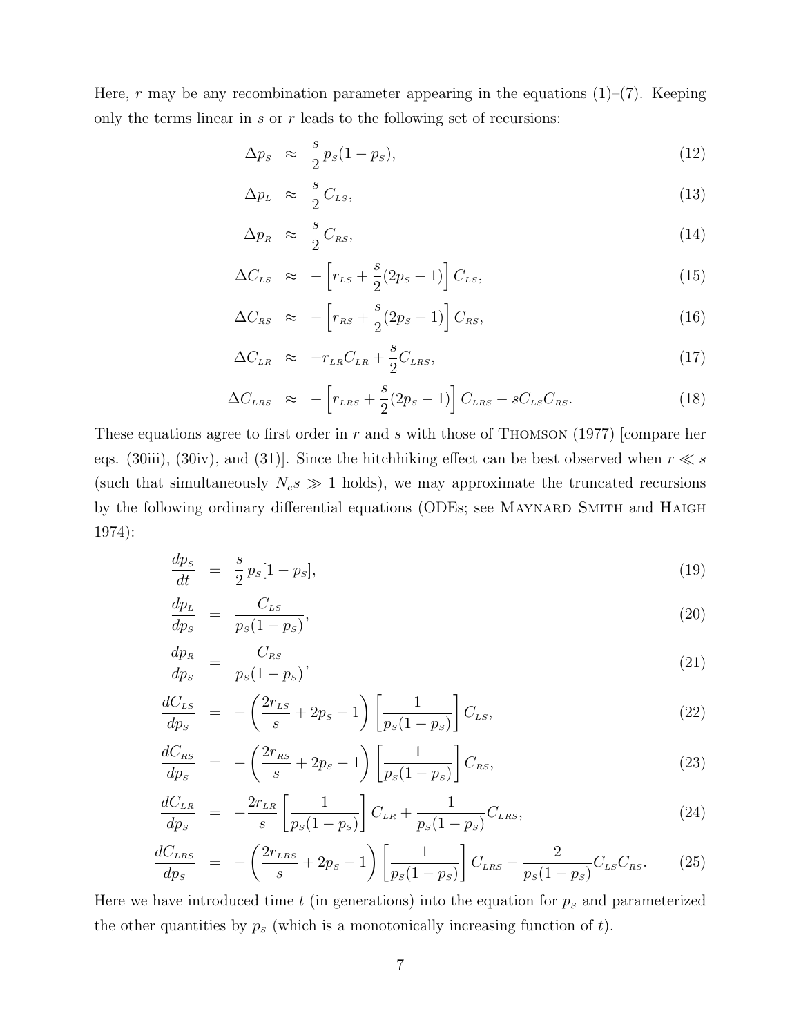Here, $r$ may be any recombination parameter appearing in the equations (1)–(7). Keeping only the terms linear in $s$ or $r$ leads to the following set of recursions:

$$\Delta p_{S} \approx \frac{s}{2}\, p_{S}(1-p_{S}), \tag{12}$$

$$\Delta p_{L} \approx \frac{s}{2}\, C_{LS}, \tag{13}$$

$$\Delta p_{R} \approx \frac{s}{2}\, C_{RS}, \tag{14}$$

$$\Delta C_{LS} \approx -\left[r_{LS} + \frac{s}{2}(2p_{S}-1)\right] C_{LS}, \tag{15}$$

$$\Delta C_{RS} \approx -\left[r_{RS} + \frac{s}{2}(2p_{S}-1)\right] C_{RS}, \tag{16}$$

$$\Delta C_{LR} \approx -r_{LR}C_{LR} + \frac{s}{2}C_{LRS}, \tag{17}$$

$$\Delta C_{LRS} \approx -\left[r_{LRS} + \frac{s}{2}(2p_{S}-1)\right] C_{LRS} - sC_{LS}C_{RS}. \tag{18}$$

These equations agree to first order in $r$ and $s$ with those of Thomson (1977) [compare her eqs. (30iii), (30iv), and (31)]. Since the hitchhiking effect can be best observed when $r \ll s$ (such that simultaneously $N_e s \gg 1$ holds), we may approximate the truncated recursions by the following ordinary differential equations (ODEs; see Maynard Smith and Haigh 1974):

$$\frac{dp_{S}}{dt} = \frac{s}{2}\, p_{S}[1-p_{S}], \tag{19}$$

$$\frac{dp_{L}}{dp_{S}} = \frac{C_{LS}}{p_{S}(1-p_{S})}, \tag{20}$$

$$\frac{dp_{R}}{dp_{S}} = \frac{C_{RS}}{p_{S}(1-p_{S})}, \tag{21}$$

$$\frac{dC_{LS}}{dp_{S}} = -\left(\frac{2r_{LS}}{s} + 2p_{S} - 1\right)\left[\frac{1}{p_{S}(1-p_{S})}\right] C_{LS}, \tag{22}$$

$$\frac{dC_{RS}}{dp_{S}} = -\left(\frac{2r_{RS}}{s} + 2p_{S} - 1\right)\left[\frac{1}{p_{S}(1-p_{S})}\right] C_{RS}, \tag{23}$$

$$\frac{dC_{LR}}{dp_{S}} = -\frac{2r_{LR}}{s}\left[\frac{1}{p_{S}(1-p_{S})}\right] C_{LR} + \frac{1}{p_{S}(1-p_{S})}C_{LRS}, \tag{24}$$

$$\frac{dC_{LRS}}{dp_{S}} = -\left(\frac{2r_{LRS}}{s} + 2p_{S} - 1\right)\left[\frac{1}{p_{S}(1-p_{S})}\right] C_{LRS} - \frac{2}{p_{S}(1-p_{S})}C_{LS}C_{RS}. \tag{25}$$

Here we have introduced time $t$ (in generations) into the equation for $p_{S}$ and parameterized the other quantities by $p_{S}$ (which is a monotonically increasing function of $t$).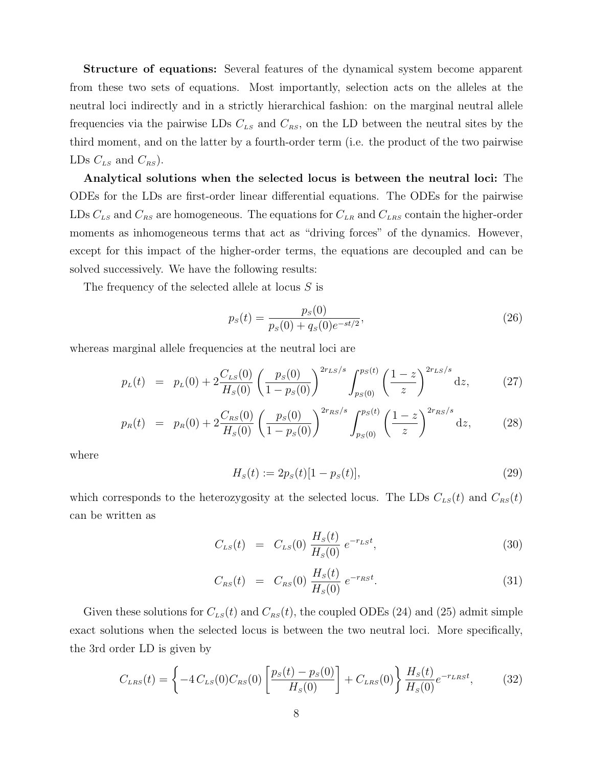**Structure of equations:** Several features of the dynamical system become apparent from these two sets of equations. Most importantly, selection acts on the alleles at the neutral loci indirectly and in a strictly hierarchical fashion: on the marginal neutral allele frequencies via the pairwise LDs $C_{LS}$ and $C_{RS}$, on the LD between the neutral sites by the third moment, and on the latter by a fourth-order term (i.e. the product of the two pairwise LDs $C_{LS}$ and $C_{RS}$).

**Analytical solutions when the selected locus is between the neutral loci:** The ODEs for the LDs are first-order linear differential equations. The ODEs for the pairwise LDs $C_{LS}$ and $C_{RS}$ are homogeneous. The equations for $C_{LR}$ and $C_{LRS}$ contain the higher-order moments as inhomogeneous terms that act as "driving forces" of the dynamics. However, except for this impact of the higher-order terms, the equations are decoupled and can be solved successively. We have the following results:

The frequency of the selected allele at locus $S$ is

$$p_S(t) = \frac{p_S(0)}{p_S(0) + q_S(0)e^{-st/2}}, \tag{26}$$

whereas marginal allele frequencies at the neutral loci are

$$p_L(t) = p_L(0) + 2\frac{C_{LS}(0)}{H_S(0)} \left(\frac{p_S(0)}{1 - p_S(0)}\right)^{2r_{LS}/s} \int_{p_S(0)}^{p_S(t)} \left(\frac{1-z}{z}\right)^{2r_{LS}/s} \mathrm{d}z, \tag{27}$$

$$p_R(t) = p_R(0) + 2\frac{C_{RS}(0)}{H_S(0)} \left(\frac{p_S(0)}{1 - p_S(0)}\right)^{2r_{RS}/s} \int_{p_S(0)}^{p_S(t)} \left(\frac{1-z}{z}\right)^{2r_{RS}/s} \mathrm{d}z, \tag{28}$$

where

$$H_S(t) := 2p_S(t)[1 - p_S(t)], \tag{29}$$

which corresponds to the heterozygosity at the selected locus. The LDs $C_{LS}(t)$ and $C_{RS}(t)$ can be written as

$$C_{LS}(t) = C_{LS}(0)\,\frac{H_S(t)}{H_S(0)}\,e^{-r_{LS}t}, \tag{30}$$

$$C_{RS}(t) = C_{RS}(0)\,\frac{H_S(t)}{H_S(0)}\,e^{-r_{RS}t}. \tag{31}$$

Given these solutions for $C_{LS}(t)$ and $C_{RS}(t)$, the coupled ODEs (24) and (25) admit simple exact solutions when the selected locus is between the two neutral loci. More specifically, the 3rd order LD is given by

$$C_{LRS}(t) = \left\{ -4\,C_{LS}(0)C_{RS}(0)\left[\frac{p_S(t) - p_S(0)}{H_S(0)}\right] + C_{LRS}(0) \right\} \frac{H_S(t)}{H_S(0)} e^{-r_{LRS}t}, \tag{32}$$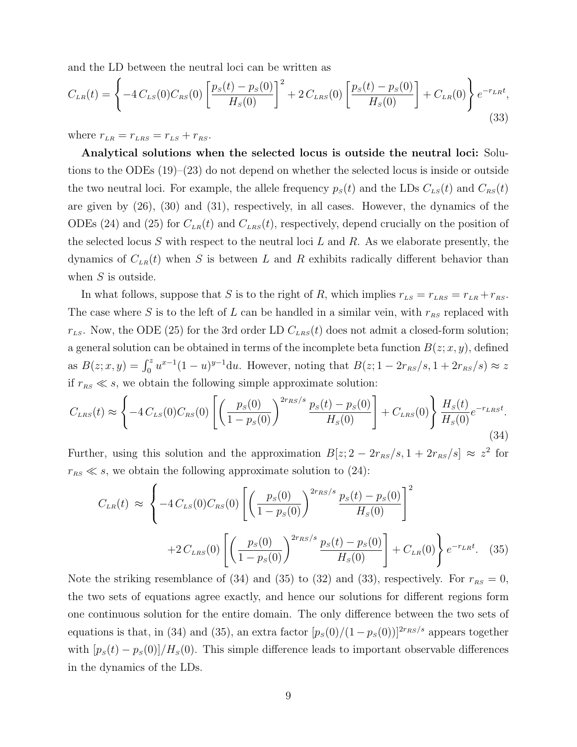and the LD between the neutral loci can be written as

$$C_{LR}(t) = \left\{ -4\, C_{LS}(0) C_{RS}(0) \left[ \frac{p_S(t) - p_S(0)}{H_S(0)} \right]^2 + 2\, C_{LRS}(0) \left[ \frac{p_S(t) - p_S(0)}{H_S(0)} \right] + C_{LR}(0) \right\} e^{-r_{LR} t}, \tag{33}$$

where $r_{LR} = r_{LRS} = r_{LS} + r_{RS}$.

**Analytical solutions when the selected locus is outside the neutral loci:** Solutions to the ODEs (19)–(23) do not depend on whether the selected locus is inside or outside the two neutral loci. For example, the allele frequency $p_S(t)$ and the LDs $C_{LS}(t)$ and $C_{RS}(t)$ are given by (26), (30) and (31), respectively, in all cases. However, the dynamics of the ODEs (24) and (25) for $C_{LR}(t)$ and $C_{LRS}(t)$, respectively, depend crucially on the position of the selected locus $S$ with respect to the neutral loci $L$ and $R$. As we elaborate presently, the dynamics of $C_{LR}(t)$ when $S$ is between $L$ and $R$ exhibits radically different behavior than when $S$ is outside.

In what follows, suppose that $S$ is to the right of $R$, which implies $r_{LS} = r_{LRS} = r_{LR} + r_{RS}$. The case where $S$ is to the left of $L$ can be handled in a similar vein, with $r_{RS}$ replaced with $r_{LS}$. Now, the ODE (25) for the 3rd order LD $C_{LRS}(t)$ does not admit a closed-form solution; a general solution can be obtained in terms of the incomplete beta function $B(z; x, y)$, defined as $B(z; x, y) = \int_0^z u^{x-1}(1-u)^{y-1}\mathrm{d}u$. However, noting that $B(z; 1 - 2r_{RS}/s, 1 + 2r_{RS}/s) \approx z$ if $r_{RS} \ll s$, we obtain the following simple approximate solution:

$$C_{LRS}(t) \approx \left\{ -4\, C_{LS}(0) C_{RS}(0) \left[ \left( \frac{p_S(0)}{1 - p_S(0)} \right)^{2r_{RS}/s} \frac{p_S(t) - p_S(0)}{H_S(0)} \right] + C_{LRS}(0) \right\} \frac{H_S(t)}{H_S(0)} e^{-r_{LRS} t}. \tag{34}$$

Further, using this solution and the approximation $B[z; 2 - 2r_{RS}/s, 1 + 2r_{RS}/s] \approx z^2$ for $r_{RS} \ll s$, we obtain the following approximate solution to (24):

$$\begin{aligned} C_{LR}(t) \approx \Bigg\{ & -4\, C_{LS}(0) C_{RS}(0) \left[ \left( \frac{p_S(0)}{1 - p_S(0)} \right)^{2r_{RS}/s} \frac{p_S(t) - p_S(0)}{H_S(0)} \right]^2 \\ & + 2\, C_{LRS}(0) \left[ \left( \frac{p_S(0)}{1 - p_S(0)} \right)^{2r_{RS}/s} \frac{p_S(t) - p_S(0)}{H_S(0)} \right] + C_{LR}(0) \Bigg\} e^{-r_{LR} t}. \end{aligned} \tag{35}$$

Note the striking resemblance of (34) and (35) to (32) and (33), respectively. For $r_{RS} = 0$, the two sets of equations agree exactly, and hence our solutions for different regions form one continuous solution for the entire domain. The only difference between the two sets of equations is that, in (34) and (35), an extra factor $[p_S(0)/(1 - p_S(0))]^{2r_{RS}/s}$ appears together with $[p_S(t) - p_S(0)]/H_S(0)$. This simple difference leads to important observable differences in the dynamics of the LDs.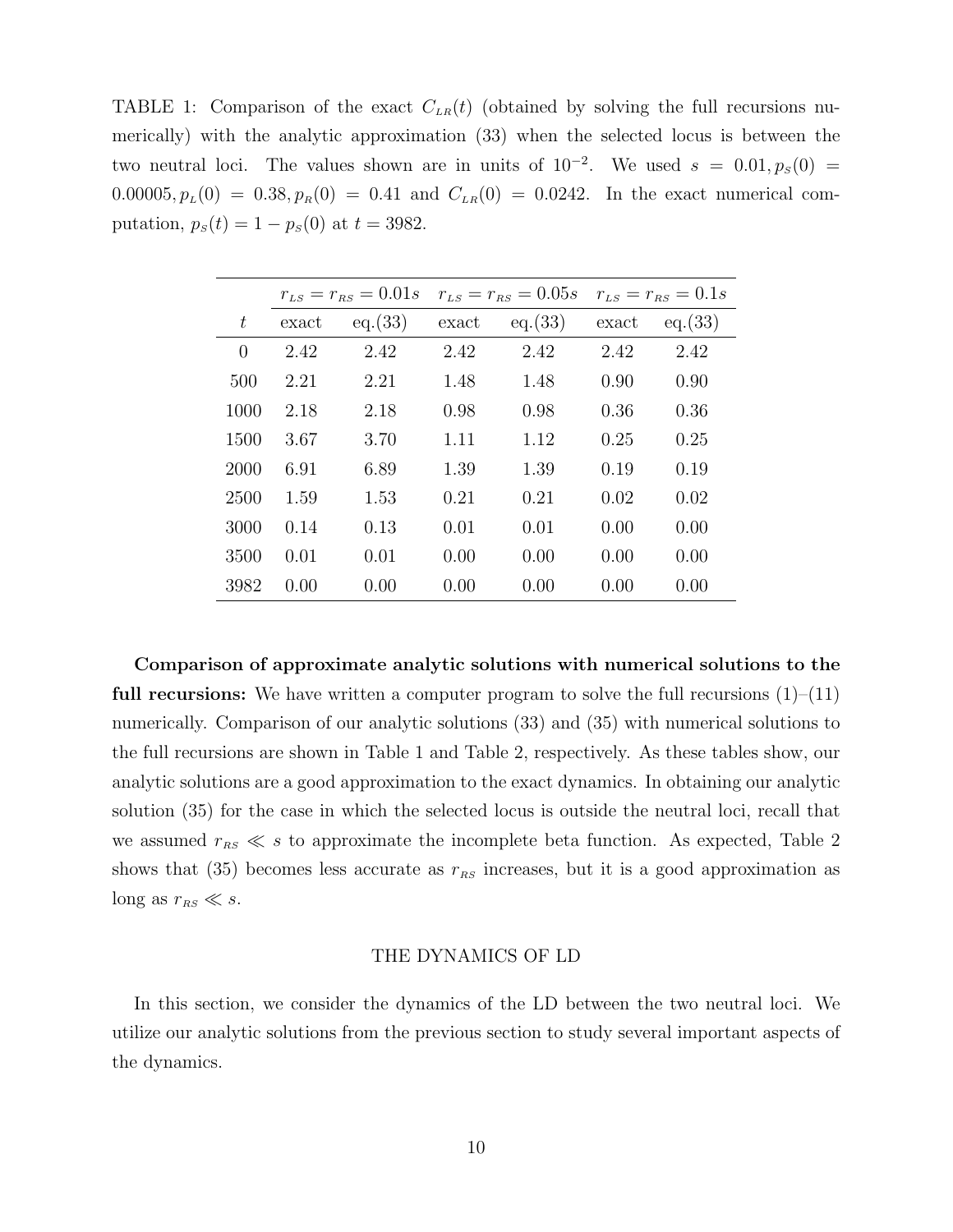TABLE 1: Comparison of the exact $C_{LR}(t)$ (obtained by solving the full recursions numerically) with the analytic approximation (33) when the selected locus is between the two neutral loci. The values shown are in units of $10^{-2}$. We used $s = 0.01, p_S(0) = 0.00005, p_L(0) = 0.38, p_R(0) = 0.41$ and $C_{LR}(0) = 0.0242$. In the exact numerical computation, $p_S(t) = 1 - p_S(0)$ at $t = 3982$.

| | $r_{LS} = r_{RS} = 0.01s$ | | $r_{LS} = r_{RS} = 0.05s$ | | $r_{LS} = r_{RS} = 0.1s$ | |
|---|---|---|---|---|---|---|
| $t$ | exact | eq.(33) | exact | eq.(33) | exact | eq.(33) |
| 0 | 2.42 | 2.42 | 2.42 | 2.42 | 2.42 | 2.42 |
| 500 | 2.21 | 2.21 | 1.48 | 1.48 | 0.90 | 0.90 |
| 1000 | 2.18 | 2.18 | 0.98 | 0.98 | 0.36 | 0.36 |
| 1500 | 3.67 | 3.70 | 1.11 | 1.12 | 0.25 | 0.25 |
| 2000 | 6.91 | 6.89 | 1.39 | 1.39 | 0.19 | 0.19 |
| 2500 | 1.59 | 1.53 | 0.21 | 0.21 | 0.02 | 0.02 |
| 3000 | 0.14 | 0.13 | 0.01 | 0.01 | 0.00 | 0.00 |
| 3500 | 0.01 | 0.01 | 0.00 | 0.00 | 0.00 | 0.00 |
| 3982 | 0.00 | 0.00 | 0.00 | 0.00 | 0.00 | 0.00 |

**Comparison of approximate analytic solutions with numerical solutions to the full recursions:** We have written a computer program to solve the full recursions (1)–(11) numerically. Comparison of our analytic solutions (33) and (35) with numerical solutions to the full recursions are shown in Table 1 and Table 2, respectively. As these tables show, our analytic solutions are a good approximation to the exact dynamics. In obtaining our analytic solution (35) for the case in which the selected locus is outside the neutral loci, recall that we assumed $r_{RS} \ll s$ to approximate the incomplete beta function. As expected, Table 2 shows that (35) becomes less accurate as $r_{RS}$ increases, but it is a good approximation as long as $r_{RS} \ll s$.

## THE DYNAMICS OF LD

In this section, we consider the dynamics of the LD between the two neutral loci. We utilize our analytic solutions from the previous section to study several important aspects of the dynamics.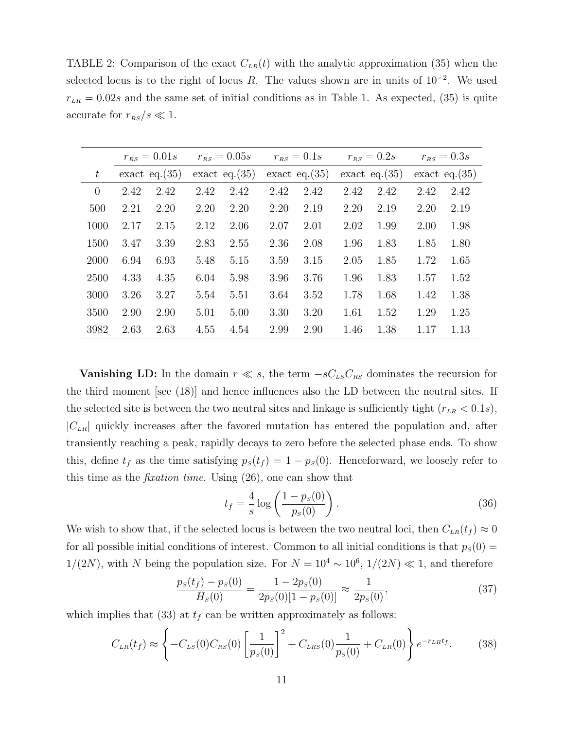TABLE 2: Comparison of the exact $C_{LR}(t)$ with the analytic approximation (35) when the selected locus is to the right of locus $R$. The values shown are in units of $10^{-2}$. We used $r_{LR} = 0.02s$ and the same set of initial conditions as in Table 1. As expected, (35) is quite accurate for $r_{RS}/s \ll 1$.

| | $r_{RS} = 0.01s$ | | $r_{RS} = 0.05s$ | | $r_{RS} = 0.1s$ | | $r_{RS} = 0.2s$ | | $r_{RS} = 0.3s$ | |
|---|---|---|---|---|---|---|---|---|---|---|
| $t$ | exact | eq.(35) | exact | eq.(35) | exact | eq.(35) | exact | eq.(35) | exact | eq.(35) |
| 0 | 2.42 | 2.42 | 2.42 | 2.42 | 2.42 | 2.42 | 2.42 | 2.42 | 2.42 | 2.42 |
| 500 | 2.21 | 2.20 | 2.20 | 2.20 | 2.20 | 2.19 | 2.20 | 2.19 | 2.20 | 2.19 |
| 1000 | 2.17 | 2.15 | 2.12 | 2.06 | 2.07 | 2.01 | 2.02 | 1.99 | 2.00 | 1.98 |
| 1500 | 3.47 | 3.39 | 2.83 | 2.55 | 2.36 | 2.08 | 1.96 | 1.83 | 1.85 | 1.80 |
| 2000 | 6.94 | 6.93 | 5.48 | 5.15 | 3.59 | 3.15 | 2.05 | 1.85 | 1.72 | 1.65 |
| 2500 | 4.33 | 4.35 | 6.04 | 5.98 | 3.96 | 3.76 | 1.96 | 1.83 | 1.57 | 1.52 |
| 3000 | 3.26 | 3.27 | 5.54 | 5.51 | 3.64 | 3.52 | 1.78 | 1.68 | 1.42 | 1.38 |
| 3500 | 2.90 | 2.90 | 5.01 | 5.00 | 3.30 | 3.20 | 1.61 | 1.52 | 1.29 | 1.25 |
| 3982 | 2.63 | 2.63 | 4.55 | 4.54 | 2.99 | 2.90 | 1.46 | 1.38 | 1.17 | 1.13 |

**Vanishing LD:** In the domain $r \ll s$, the term $-sC_{LS}C_{RS}$ dominates the recursion for the third moment [see (18)] and hence influences also the LD between the neutral sites. If the selected site is between the two neutral sites and linkage is sufficiently tight ($r_{LR} < 0.1s$), $|C_{LR}|$ quickly increases after the favored mutation has entered the population and, after transiently reaching a peak, rapidly decays to zero before the selected phase ends. To show this, define $t_f$ as the time satisfying $p_S(t_f) = 1 - p_S(0)$. Henceforward, we loosely refer to this time as the *fixation time*. Using (26), one can show that

$$t_f = \frac{4}{s} \log \left( \frac{1 - p_S(0)}{p_S(0)} \right). \tag{36}$$

We wish to show that, if the selected locus is between the two neutral loci, then $C_{LR}(t_f) \approx 0$ for all possible initial conditions of interest. Common to all initial conditions is that $p_S(0) = 1/(2N)$, with $N$ being the population size. For $N = 10^4 \sim 10^6$, $1/(2N) \ll 1$, and therefore

$$\frac{p_S(t_f) - p_S(0)}{H_S(0)} = \frac{1 - 2p_S(0)}{2p_S(0)[1 - p_S(0)]} \approx \frac{1}{2p_S(0)}, \tag{37}$$

which implies that (33) at $t_f$ can be written approximately as follows:

$$C_{LR}(t_f) \approx \left\{ -C_{LS}(0)C_{RS}(0) \left[ \frac{1}{p_S(0)} \right]^2 + C_{LRS}(0) \frac{1}{p_S(0)} + C_{LR}(0) \right\} e^{-r_{LR}t_f}. \tag{38}$$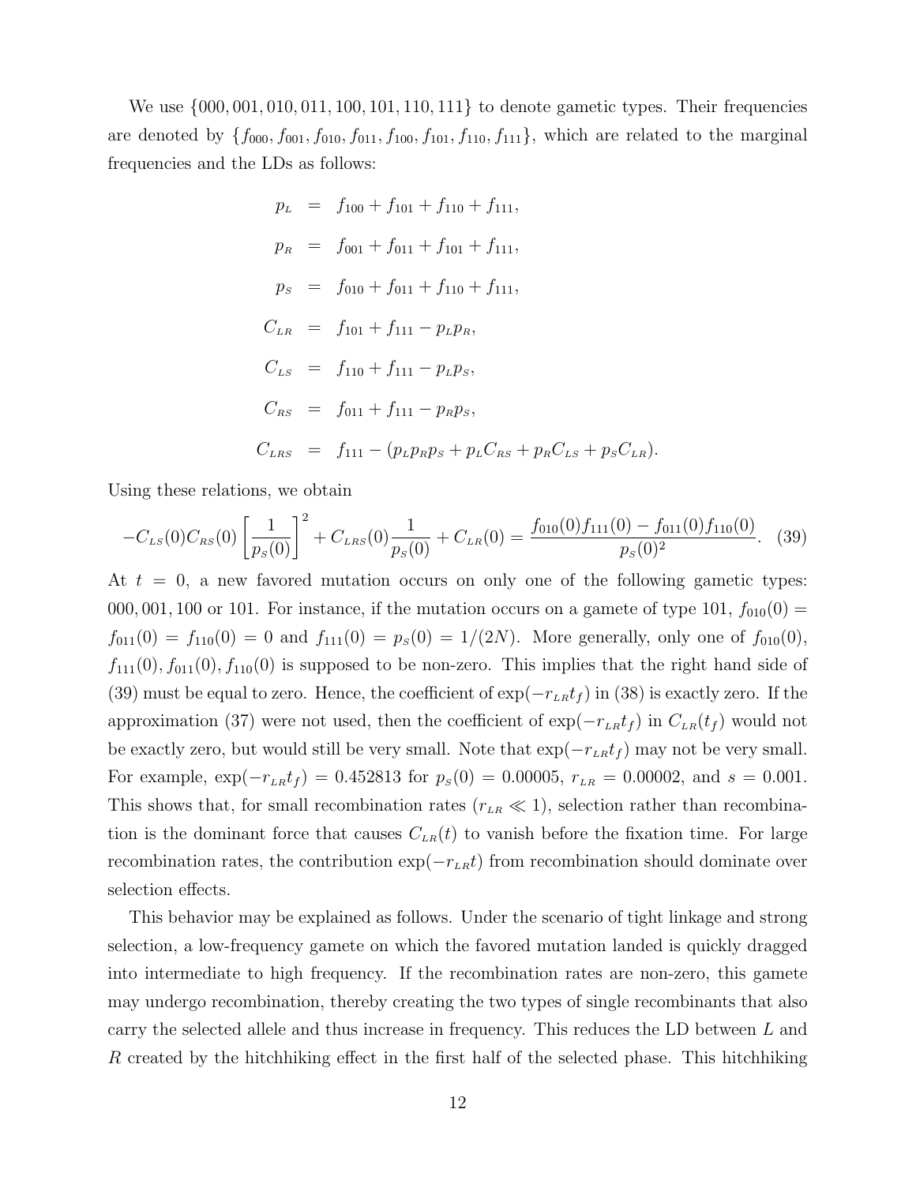We use $\{000, 001, 010, 011, 100, 101, 110, 111\}$ to denote gametic types. Their frequencies are denoted by $\{f_{000}, f_{001}, f_{010}, f_{011}, f_{100}, f_{101}, f_{110}, f_{111}\}$, which are related to the marginal frequencies and the LDs as follows:

$$
\begin{aligned}
p_L &= f_{100} + f_{101} + f_{110} + f_{111}, \\
p_R &= f_{001} + f_{011} + f_{101} + f_{111}, \\
p_S &= f_{010} + f_{011} + f_{110} + f_{111}, \\
C_{LR} &= f_{101} + f_{111} - p_L p_R, \\
C_{LS} &= f_{110} + f_{111} - p_L p_S, \\
C_{RS} &= f_{011} + f_{111} - p_R p_S, \\
C_{LRS} &= f_{111} - (p_L p_R p_S + p_L C_{RS} + p_R C_{LS} + p_S C_{LR}).
\end{aligned}
$$

Using these relations, we obtain

$$
-C_{LS}(0) C_{RS}(0) \left[\frac{1}{p_S(0)}\right]^2 + C_{LRS}(0) \frac{1}{p_S(0)} + C_{LR}(0) = \frac{f_{010}(0) f_{111}(0) - f_{011}(0) f_{110}(0)}{p_S(0)^2}. \quad (39)
$$

At $t = 0$, a new favored mutation occurs on only one of the following gametic types: 000, 001, 100 or 101. For instance, if the mutation occurs on a gamete of type 101, $f_{010}(0) = f_{011}(0) = f_{110}(0) = 0$ and $f_{111}(0) = p_S(0) = 1/(2N)$. More generally, only one of $f_{010}(0)$, $f_{111}(0)$, $f_{011}(0)$, $f_{110}(0)$ is supposed to be non-zero. This implies that the right hand side of (39) must be equal to zero. Hence, the coefficient of $\exp(-r_{LR} t_f)$ in (38) is exactly zero. If the approximation (37) were not used, then the coefficient of $\exp(-r_{LR} t_f)$ in $C_{LR}(t_f)$ would not be exactly zero, but would still be very small. Note that $\exp(-r_{LR} t_f)$ may not be very small. For example, $\exp(-r_{LR} t_f) = 0.452813$ for $p_S(0) = 0.00005$, $r_{LR} = 0.00002$, and $s = 0.001$. This shows that, for small recombination rates ($r_{LR} \ll 1$), selection rather than recombination is the dominant force that causes $C_{LR}(t)$ to vanish before the fixation time. For large recombination rates, the contribution $\exp(-r_{LR} t)$ from recombination should dominate over selection effects.

This behavior may be explained as follows. Under the scenario of tight linkage and strong selection, a low-frequency gamete on which the favored mutation landed is quickly dragged into intermediate to high frequency. If the recombination rates are non-zero, this gamete may undergo recombination, thereby creating the two types of single recombinants that also carry the selected allele and thus increase in frequency. This reduces the LD between $L$ and $R$ created by the hitchhiking effect in the first half of the selected phase. This hitchhiking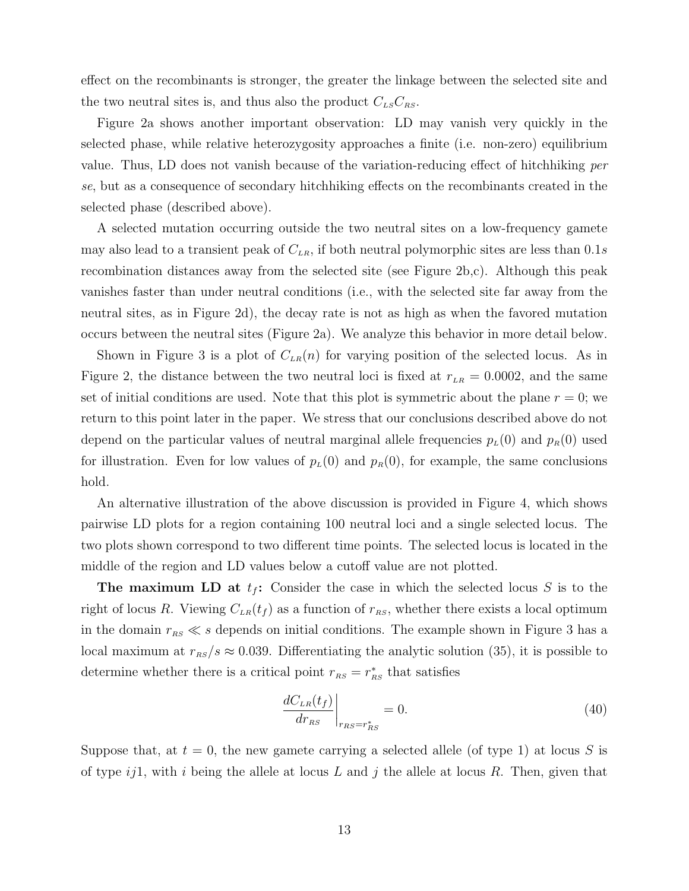effect on the recombinants is stronger, the greater the linkage between the selected site and the two neutral sites is, and thus also the product $C_{LS}C_{RS}$.

Figure 2a shows another important observation: LD may vanish very quickly in the selected phase, while relative heterozygosity approaches a finite (i.e. non-zero) equilibrium value. Thus, LD does not vanish because of the variation-reducing effect of hitchhiking *per se*, but as a consequence of secondary hitchhiking effects on the recombinants created in the selected phase (described above).

A selected mutation occurring outside the two neutral sites on a low-frequency gamete may also lead to a transient peak of $C_{LR}$, if both neutral polymorphic sites are less than $0.1s$ recombination distances away from the selected site (see Figure 2b,c). Although this peak vanishes faster than under neutral conditions (i.e., with the selected site far away from the neutral sites, as in Figure 2d), the decay rate is not as high as when the favored mutation occurs between the neutral sites (Figure 2a). We analyze this behavior in more detail below.

Shown in Figure 3 is a plot of $C_{LR}(n)$ for varying position of the selected locus. As in Figure 2, the distance between the two neutral loci is fixed at $r_{LR} = 0.0002$, and the same set of initial conditions are used. Note that this plot is symmetric about the plane $r = 0$; we return to this point later in the paper. We stress that our conclusions described above do not depend on the particular values of neutral marginal allele frequencies $p_L(0)$ and $p_R(0)$ used for illustration. Even for low values of $p_L(0)$ and $p_R(0)$, for example, the same conclusions hold.

An alternative illustration of the above discussion is provided in Figure 4, which shows pairwise LD plots for a region containing 100 neutral loci and a single selected locus. The two plots shown correspond to two different time points. The selected locus is located in the middle of the region and LD values below a cutoff value are not plotted.

**The maximum LD at $t_f$:** Consider the case in which the selected locus $S$ is to the right of locus $R$. Viewing $C_{LR}(t_f)$ as a function of $r_{RS}$, whether there exists a local optimum in the domain $r_{RS} \ll s$ depends on initial conditions. The example shown in Figure 3 has a local maximum at $r_{RS}/s \approx 0.039$. Differentiating the analytic solution (35), it is possible to determine whether there is a critical point $r_{RS} = r^*_{RS}$ that satisfies

$$\left.\frac{dC_{LR}(t_f)}{dr_{RS}}\right|_{r_{RS}=r^*_{RS}} = 0. \tag{40}$$

Suppose that, at $t = 0$, the new gamete carrying a selected allele (of type 1) at locus $S$ is of type $ij1$, with $i$ being the allele at locus $L$ and $j$ the allele at locus $R$. Then, given that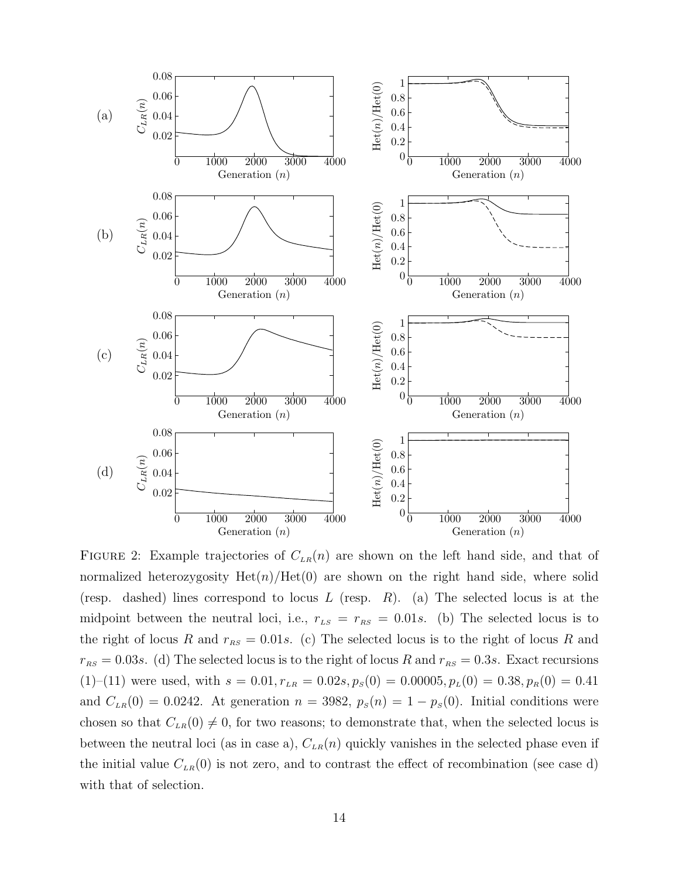Figure 2: Example trajectories of $C_{LR}(n)$ are shown on the left hand side, and that of normalized heterozygosity $\text{Het}(n)/\text{Het}(0)$ are shown on the right hand side, where solid (resp. dashed) lines correspond to locus $L$ (resp. $R$). (a) The selected locus is at the midpoint between the neutral loci, i.e., $r_{LS} = r_{RS} = 0.01s$. (b) The selected locus is to the right of locus $R$ and $r_{RS} = 0.01s$. (c) The selected locus is to the right of locus $R$ and $r_{RS} = 0.03s$. (d) The selected locus is to the right of locus $R$ and $r_{RS} = 0.3s$. Exact recursions (1)–(11) were used, with $s = 0.01, r_{LR} = 0.02s, p_S(0) = 0.00005, p_L(0) = 0.38, p_R(0) = 0.41$ and $C_{LR}(0) = 0.0242$. At generation $n = 3982$, $p_S(n) = 1 - p_S(0)$. Initial conditions were chosen so that $C_{LR}(0) \neq 0$, for two reasons; to demonstrate that, when the selected locus is between the neutral loci (as in case a), $C_{LR}(n)$ quickly vanishes in the selected phase even if the initial value $C_{LR}(0)$ is not zero, and to contrast the effect of recombination (see case d) with that of selection.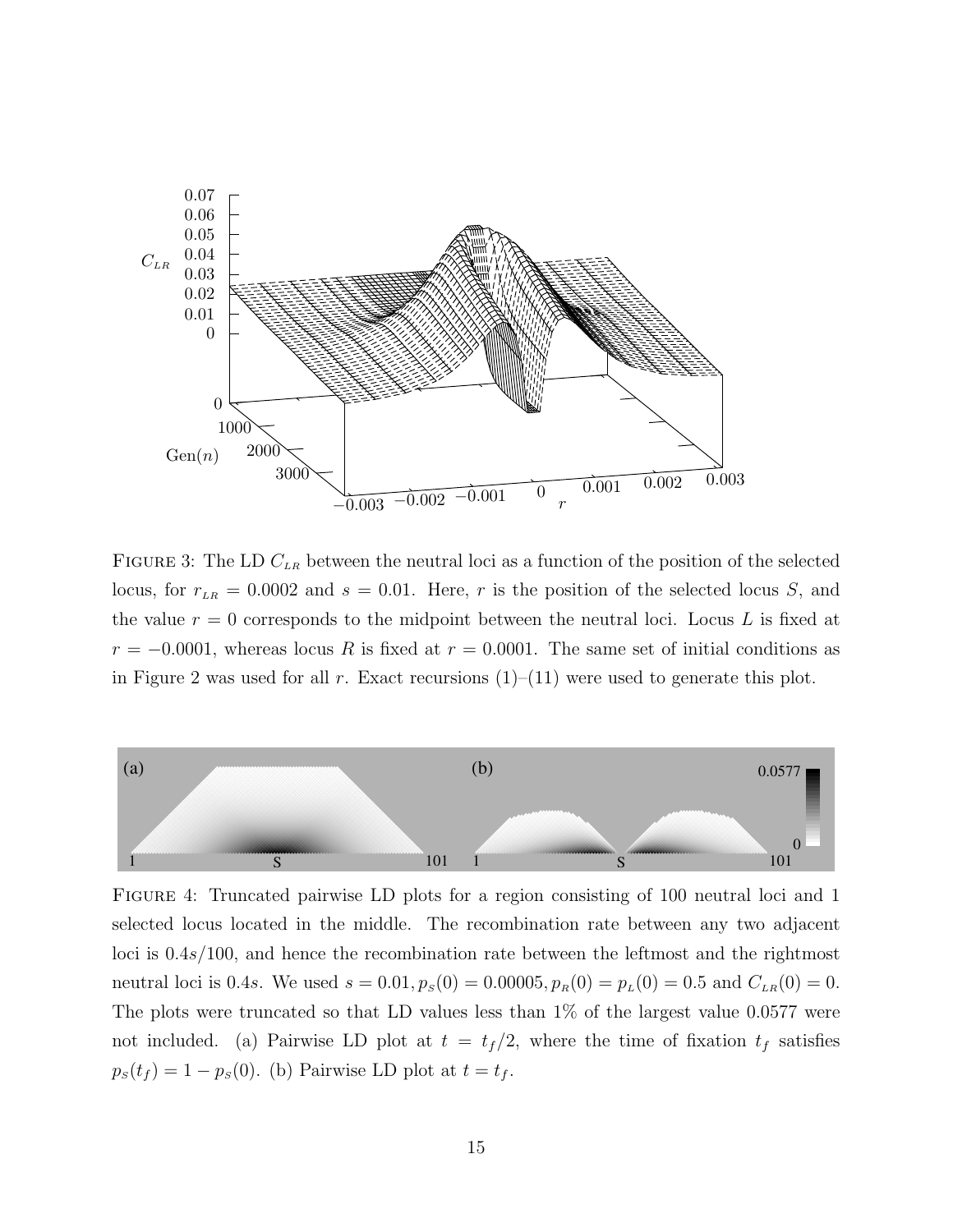FIGURE 3: The LD $C_{LR}$ between the neutral loci as a function of the position of the selected locus, for $r_{LR} = 0.0002$ and $s = 0.01$. Here, $r$ is the position of the selected locus $S$, and the value $r = 0$ corresponds to the midpoint between the neutral loci. Locus $L$ is fixed at $r = -0.0001$, whereas locus $R$ is fixed at $r = 0.0001$. The same set of initial conditions as in Figure 2 was used for all $r$. Exact recursions (1)–(11) were used to generate this plot.

FIGURE 4: Truncated pairwise LD plots for a region consisting of 100 neutral loci and 1 selected locus located in the middle. The recombination rate between any two adjacent loci is $0.4s/100$, and hence the recombination rate between the leftmost and the rightmost neutral loci is $0.4s$. We used $s = 0.01, p_S(0) = 0.00005, p_R(0) = p_L(0) = 0.5$ and $C_{LR}(0) = 0$. The plots were truncated so that LD values less than 1% of the largest value 0.0577 were not included. (a) Pairwise LD plot at $t = t_f/2$, where the time of fixation $t_f$ satisfies $p_S(t_f) = 1 - p_S(0)$. (b) Pairwise LD plot at $t = t_f$.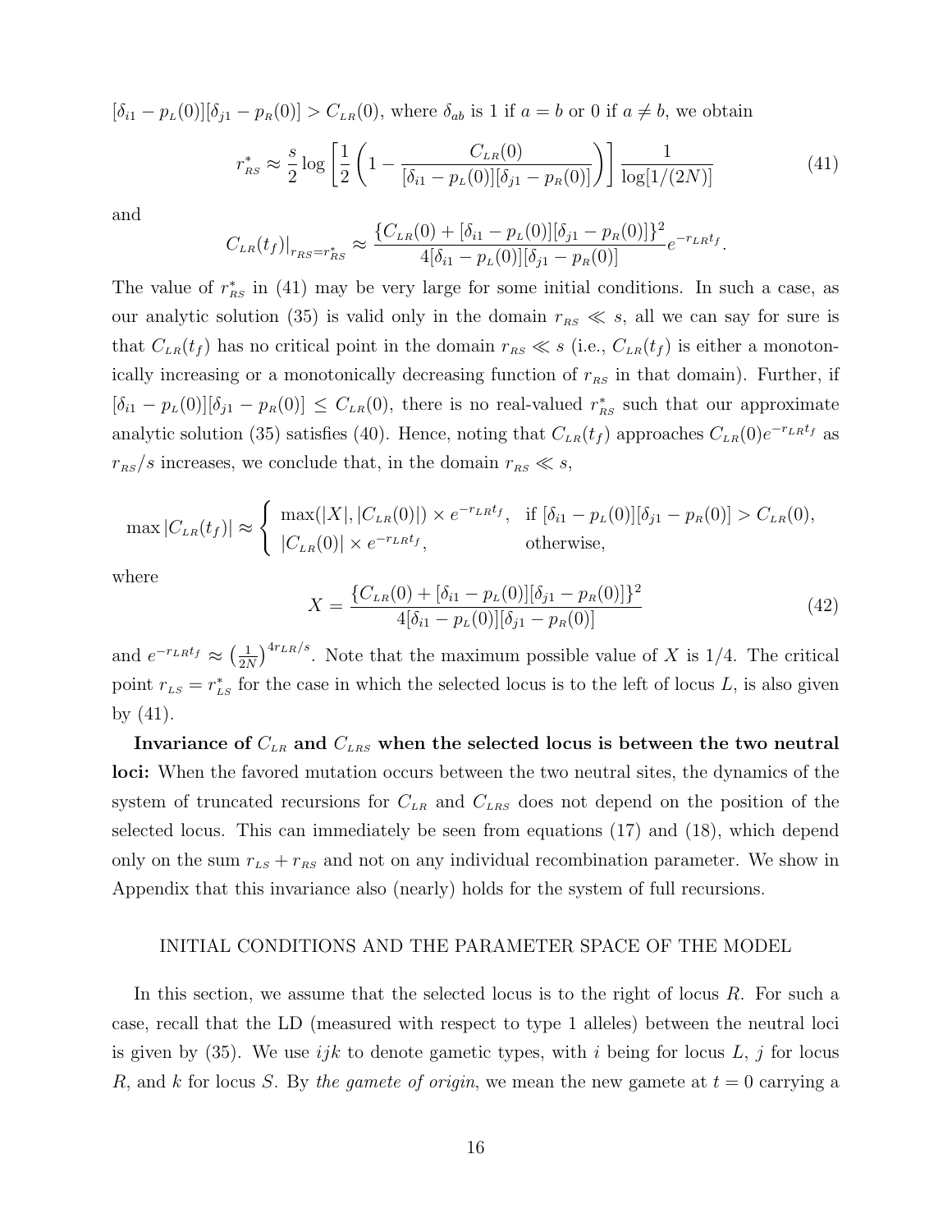$[\delta_{i1} - p_{L}(0)][\delta_{j1} - p_{R}(0)] > C_{LR}(0)$, where $\delta_{ab}$ is 1 if $a = b$ or 0 if $a \neq b$, we obtain

$$r^*_{RS} \approx \frac{s}{2} \log \left[ \frac{1}{2} \left( 1 - \frac{C_{LR}(0)}{[\delta_{i1} - p_{L}(0)][\delta_{j1} - p_{R}(0)]} \right) \right] \frac{1}{\log[1/(2N)]} \tag{41}$$

and

$$C_{LR}(t_f)|_{r_{RS} = r^*_{RS}} \approx \frac{\{C_{LR}(0) + [\delta_{i1} - p_{L}(0)][\delta_{j1} - p_{R}(0)]\}^2}{4[\delta_{i1} - p_{L}(0)][\delta_{j1} - p_{R}(0)]} e^{-r_{LR} t_f}.$$

The value of $r^*_{RS}$ in (41) may be very large for some initial conditions. In such a case, as our analytic solution (35) is valid only in the domain $r_{RS} \ll s$, all we can say for sure is that $C_{LR}(t_f)$ has no critical point in the domain $r_{RS} \ll s$ (i.e., $C_{LR}(t_f)$ is either a monotonically increasing or a monotonically decreasing function of $r_{RS}$ in that domain). Further, if $[\delta_{i1} - p_{L}(0)][\delta_{j1} - p_{R}(0)] \leq C_{LR}(0)$, there is no real-valued $r^*_{RS}$ such that our approximate analytic solution (35) satisfies (40). Hence, noting that $C_{LR}(t_f)$ approaches $C_{LR}(0)e^{-r_{LR} t_f}$ as $r_{RS}/s$ increases, we conclude that, in the domain $r_{RS} \ll s$,

$$\max |C_{LR}(t_f)| \approx \begin{cases} \max(|X|, |C_{LR}(0)|) \times e^{-r_{LR} t_f}, & \text{if } [\delta_{i1} - p_{L}(0)][\delta_{j1} - p_{R}(0)] > C_{LR}(0), \\ |C_{LR}(0)| \times e^{-r_{LR} t_f}, & \text{otherwise}, \end{cases}$$

where

$$X = \frac{\{C_{LR}(0) + [\delta_{i1} - p_{L}(0)][\delta_{j1} - p_{R}(0)]\}^2}{4[\delta_{i1} - p_{L}(0)][\delta_{j1} - p_{R}(0)]} \tag{42}$$

and $e^{-r_{LR} t_f} \approx \left(\frac{1}{2N}\right)^{4 r_{LR}/s}$. Note that the maximum possible value of $X$ is $1/4$. The critical point $r_{LS} = r^*_{LS}$ for the case in which the selected locus is to the left of locus $L$, is also given by (41).

**Invariance of $C_{LR}$ and $C_{LRS}$ when the selected locus is between the two neutral loci:** When the favored mutation occurs between the two neutral sites, the dynamics of the system of truncated recursions for $C_{LR}$ and $C_{LRS}$ does not depend on the position of the selected locus. This can immediately be seen from equations (17) and (18), which depend only on the sum $r_{LS} + r_{RS}$ and not on any individual recombination parameter. We show in Appendix that this invariance also (nearly) holds for the system of full recursions.

## INITIAL CONDITIONS AND THE PARAMETER SPACE OF THE MODEL

In this section, we assume that the selected locus is to the right of locus $R$. For such a case, recall that the LD (measured with respect to type 1 alleles) between the neutral loci is given by (35). We use $ijk$ to denote gametic types, with $i$ being for locus $L$, $j$ for locus $R$, and $k$ for locus $S$. By *the gamete of origin*, we mean the new gamete at $t = 0$ carrying a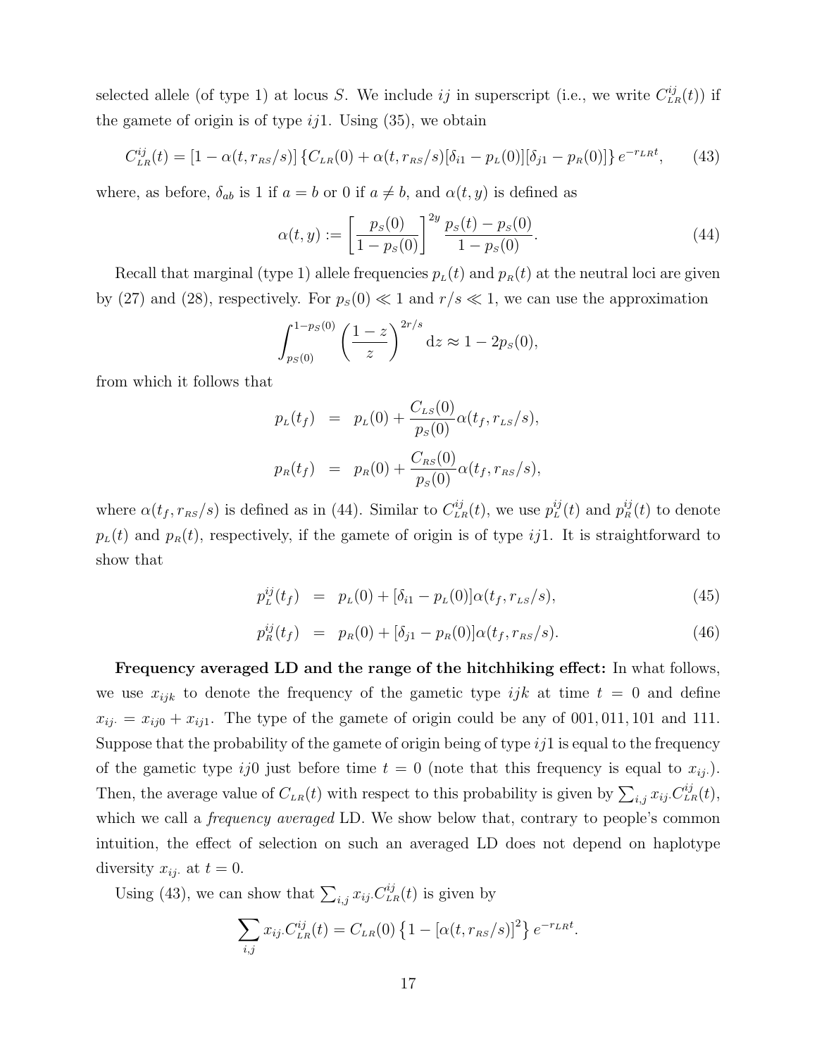selected allele (of type 1) at locus $S$. We include $ij$ in superscript (i.e., we write $C^{ij}_{LR}(t)$) if the gamete of origin is of type $ij1$. Using (35), we obtain

$$C^{ij}_{LR}(t) = [1 - \alpha(t, r_{RS}/s)] \{C_{LR}(0) + \alpha(t, r_{RS}/s)[\delta_{i1} - p_L(0)][\delta_{j1} - p_R(0)]\} e^{-r_{LR}t}, \qquad (43)$$

where, as before, $\delta_{ab}$ is 1 if $a = b$ or 0 if $a \neq b$, and $\alpha(t, y)$ is defined as

$$\alpha(t, y) := \left[\frac{p_S(0)}{1 - p_S(0)}\right]^{2y} \frac{p_S(t) - p_S(0)}{1 - p_S(0)}. \qquad (44)$$

Recall that marginal (type 1) allele frequencies $p_L(t)$ and $p_R(t)$ at the neutral loci are given by (27) and (28), respectively. For $p_S(0) \ll 1$ and $r/s \ll 1$, we can use the approximation

$$\int_{p_S(0)}^{1-p_S(0)} \left(\frac{1-z}{z}\right)^{2r/s} \mathrm{d}z \approx 1 - 2p_S(0),$$

from which it follows that

$$\begin{aligned}
p_L(t_f) &= p_L(0) + \frac{C_{LS}(0)}{p_S(0)} \alpha(t_f, r_{LS}/s), \\
p_R(t_f) &= p_R(0) + \frac{C_{RS}(0)}{p_S(0)} \alpha(t_f, r_{RS}/s),
\end{aligned}$$

where $\alpha(t_f, r_{RS}/s)$ is defined as in (44). Similar to $C^{ij}_{LR}(t)$, we use $p^{ij}_L(t)$ and $p^{ij}_R(t)$ to denote $p_L(t)$ and $p_R(t)$, respectively, if the gamete of origin is of type $ij1$. It is straightforward to show that

$$p^{ij}_L(t_f) = p_L(0) + [\delta_{i1} - p_L(0)]\alpha(t_f, r_{LS}/s), \qquad (45)$$

$$p^{ij}_R(t_f) = p_R(0) + [\delta_{j1} - p_R(0)]\alpha(t_f, r_{RS}/s). \qquad (46)$$

**Frequency averaged LD and the range of the hitchhiking effect:** In what follows, we use $x_{ijk}$ to denote the frequency of the gametic type $ijk$ at time $t = 0$ and define $x_{ij\cdot} = x_{ij0} + x_{ij1}$. The type of the gamete of origin could be any of 001, 011, 101 and 111. Suppose that the probability of the gamete of origin being of type $ij1$ is equal to the frequency of the gametic type $ij0$ just before time $t = 0$ (note that this frequency is equal to $x_{ij\cdot}$). Then, the average value of $C_{LR}(t)$ with respect to this probability is given by $\sum_{i,j} x_{ij\cdot} C^{ij}_{LR}(t)$, which we call a *frequency averaged* LD. We show below that, contrary to people's common intuition, the effect of selection on such an averaged LD does not depend on haplotype diversity $x_{ij\cdot}$ at $t = 0$.

Using (43), we can show that $\sum_{i,j} x_{ij\cdot} C^{ij}_{LR}(t)$ is given by

$$\sum_{i,j} x_{ij\cdot} C^{ij}_{LR}(t) = C_{LR}(0) \left\{1 - [\alpha(t, r_{RS}/s)]^2\right\} e^{-r_{LR}t}.$$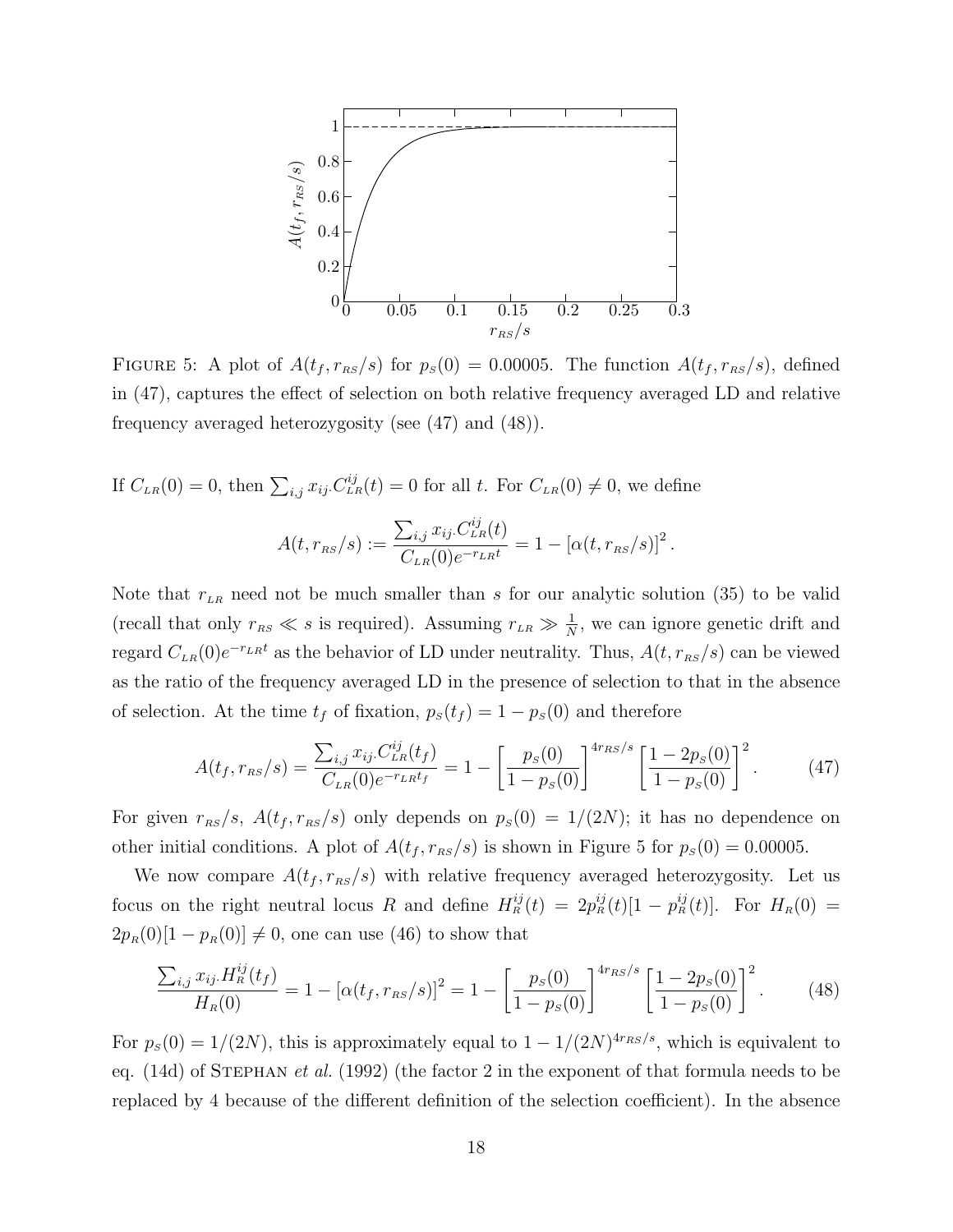FIGURE 5: A plot of $A(t_f, r_{RS}/s)$ for $p_S(0) = 0.00005$. The function $A(t_f, r_{RS}/s)$, defined in (47), captures the effect of selection on both relative frequency averaged LD and relative frequency averaged heterozygosity (see (47) and (48)).

If $C_{LR}(0) = 0$, then $\sum_{i,j} x_{ij\cdot} C_{LR}^{ij}(t) = 0$ for all $t$. For $C_{LR}(0) \neq 0$, we define

$$A(t, r_{RS}/s) := \frac{\sum_{i,j} x_{ij\cdot} C_{LR}^{ij}(t)}{C_{LR}(0)e^{-r_{LR}t}} = 1 - \left[\alpha(t, r_{RS}/s)\right]^2.$$

Note that $r_{LR}$ need not be much smaller than $s$ for our analytic solution (35) to be valid (recall that only $r_{RS} \ll s$ is required). Assuming $r_{LR} \gg \frac{1}{N}$, we can ignore genetic drift and regard $C_{LR}(0)e^{-r_{LR}t}$ as the behavior of LD under neutrality. Thus, $A(t, r_{RS}/s)$ can be viewed as the ratio of the frequency averaged LD in the presence of selection to that in the absence of selection. At the time $t_f$ of fixation, $p_S(t_f) = 1 - p_S(0)$ and therefore

$$A(t_f, r_{RS}/s) = \frac{\sum_{i,j} x_{ij\cdot} C_{LR}^{ij}(t_f)}{C_{LR}(0)e^{-r_{LR}t_f}} = 1 - \left[\frac{p_S(0)}{1 - p_S(0)}\right]^{4r_{RS}/s} \left[\frac{1 - 2p_S(0)}{1 - p_S(0)}\right]^2. \tag{47}$$

For given $r_{RS}/s$, $A(t_f, r_{RS}/s)$ only depends on $p_S(0) = 1/(2N)$; it has no dependence on other initial conditions. A plot of $A(t_f, r_{RS}/s)$ is shown in Figure 5 for $p_S(0) = 0.00005$.

We now compare $A(t_f, r_{RS}/s)$ with relative frequency averaged heterozygosity. Let us focus on the right neutral locus $R$ and define $H_R^{ij}(t) = 2p_R^{ij}(t)[1 - p_R^{ij}(t)]$. For $H_R(0) = 2p_R(0)[1 - p_R(0)] \neq 0$, one can use (46) to show that

$$\frac{\sum_{i,j} x_{ij\cdot} H_R^{ij}(t_f)}{H_R(0)} = 1 - \left[\alpha(t_f, r_{RS}/s)\right]^2 = 1 - \left[\frac{p_S(0)}{1 - p_S(0)}\right]^{4r_{RS}/s} \left[\frac{1 - 2p_S(0)}{1 - p_S(0)}\right]^2. \tag{48}$$

For $p_S(0) = 1/(2N)$, this is approximately equal to $1 - 1/(2N)^{4r_{RS}/s}$, which is equivalent to eq. (14d) of STEPHAN *et al.* (1992) (the factor 2 in the exponent of that formula needs to be replaced by 4 because of the different definition of the selection coefficient). In the absence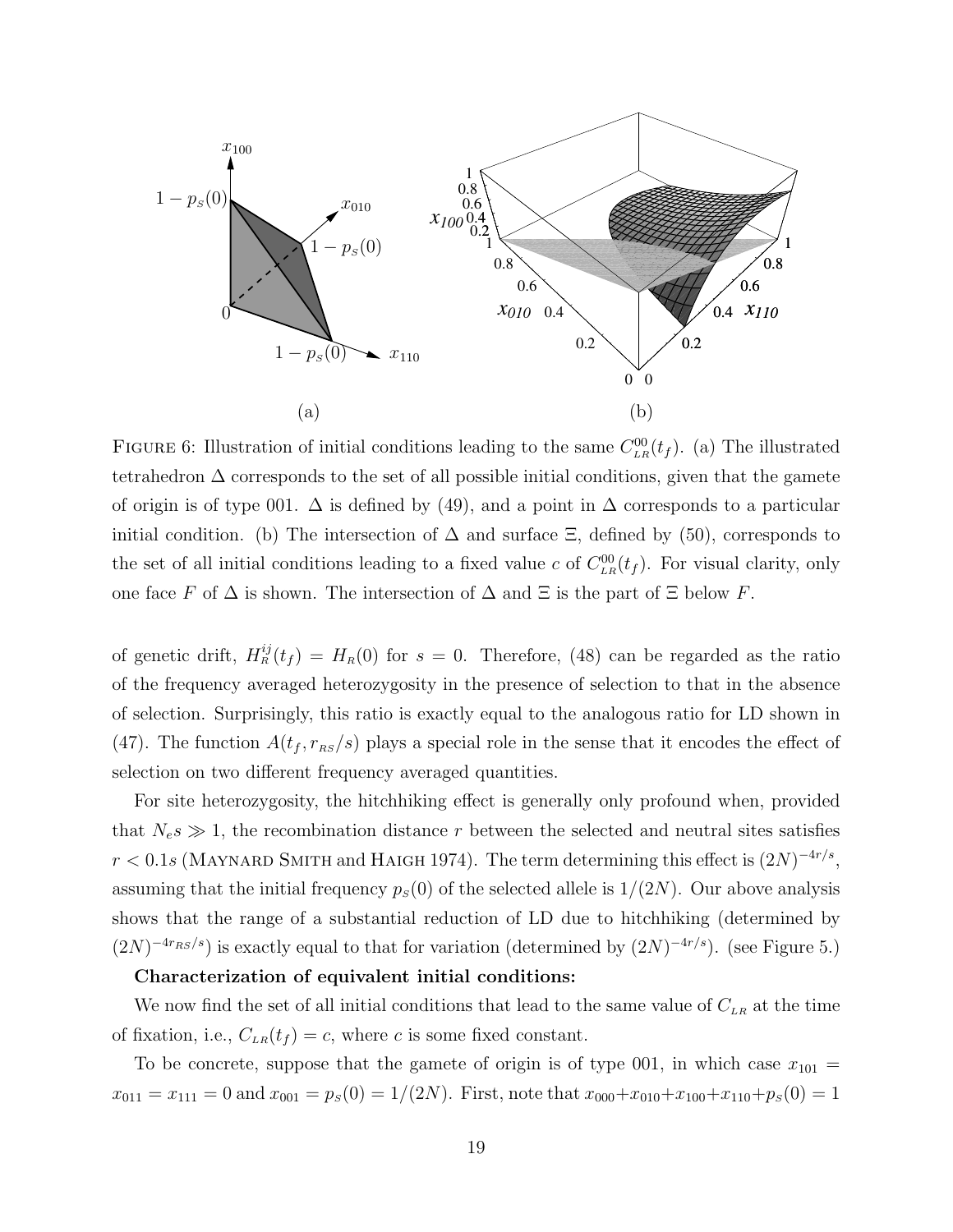FIGURE 6: Illustration of initial conditions leading to the same $C^{00}_{LR}(t_f)$. (a) The illustrated tetrahedron $\Delta$ corresponds to the set of all possible initial conditions, given that the gamete of origin is of type 001. $\Delta$ is defined by (49), and a point in $\Delta$ corresponds to a particular initial condition. (b) The intersection of $\Delta$ and surface $\Xi$, defined by (50), corresponds to the set of all initial conditions leading to a fixed value $c$ of $C^{00}_{LR}(t_f)$. For visual clarity, only one face $F$ of $\Delta$ is shown. The intersection of $\Delta$ and $\Xi$ is the part of $\Xi$ below $F$.

of genetic drift, $H^{ij}_R(t_f) = H_R(0)$ for $s = 0$. Therefore, (48) can be regarded as the ratio of the frequency averaged heterozygosity in the presence of selection to that in the absence of selection. Surprisingly, this ratio is exactly equal to the analogous ratio for LD shown in (47). The function $A(t_f, r_{RS}/s)$ plays a special role in the sense that it encodes the effect of selection on two different frequency averaged quantities.

For site heterozygosity, the hitchhiking effect is generally only profound when, provided that $N_e s \gg 1$, the recombination distance $r$ between the selected and neutral sites satisfies $r < 0.1s$ (Maynard Smith and Haigh 1974). The term determining this effect is $(2N)^{-4r/s}$, assuming that the initial frequency $p_S(0)$ of the selected allele is $1/(2N)$. Our above analysis shows that the range of a substantial reduction of LD due to hitchhiking (determined by $(2N)^{-4r_{RS}/s}$) is exactly equal to that for variation (determined by $(2N)^{-4r/s}$). (see Figure 5.)

**Characterization of equivalent initial conditions:**

We now find the set of all initial conditions that lead to the same value of $C_{LR}$ at the time of fixation, i.e., $C_{LR}(t_f) = c$, where $c$ is some fixed constant.

To be concrete, suppose that the gamete of origin is of type 001, in which case $x_{101} = x_{011} = x_{111} = 0$ and $x_{001} = p_S(0) = 1/(2N)$. First, note that $x_{000}+x_{010}+x_{100}+x_{110}+p_S(0) = 1$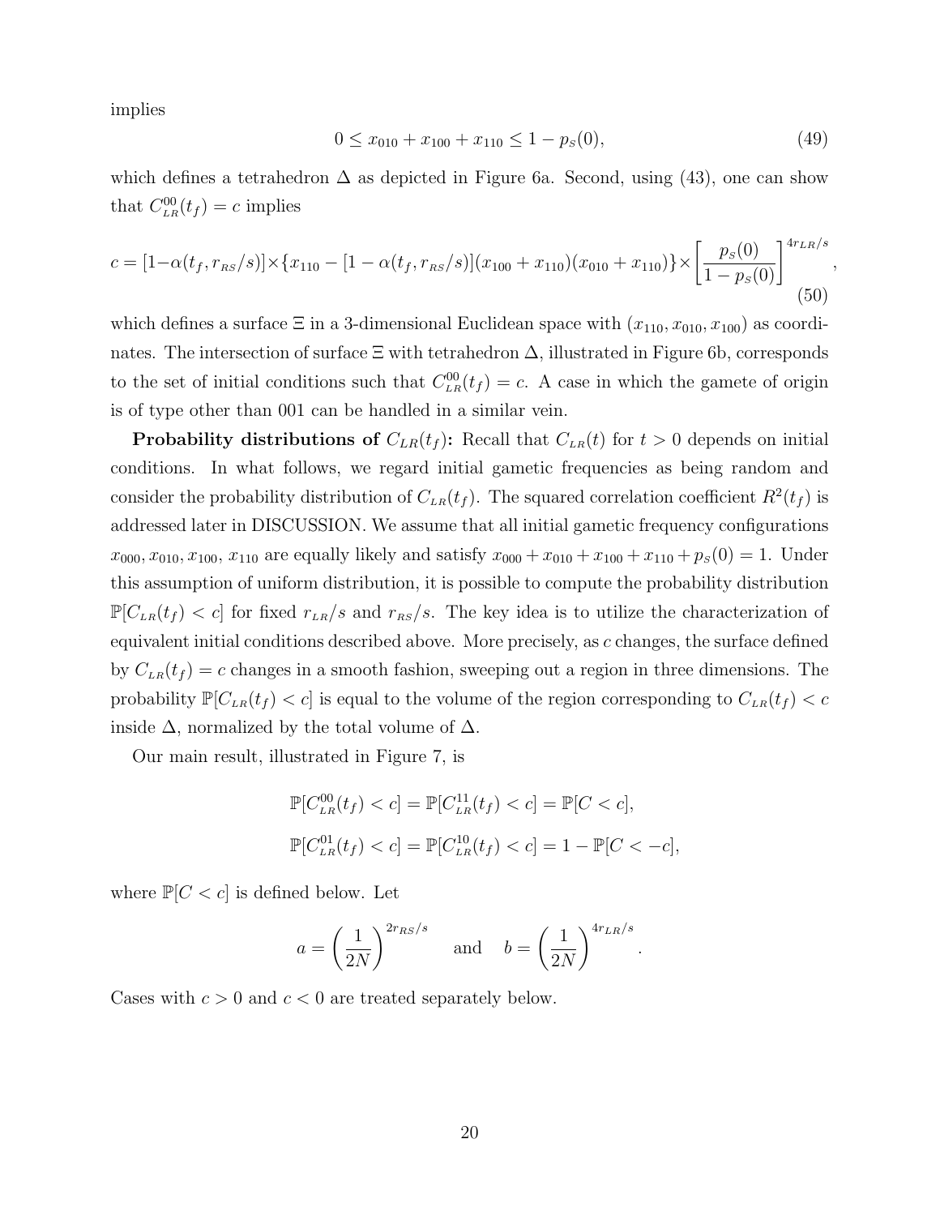implies

$$0 \leq x_{010} + x_{100} + x_{110} \leq 1 - p_{S}(0), \tag{49}$$

which defines a tetrahedron $\Delta$ as depicted in Figure 6a. Second, using (43), one can show that $C^{00}_{LR}(t_f) = c$ implies

$$c = [1-\alpha(t_f, r_{RS}/s)] \times \{x_{110} - [1-\alpha(t_f, r_{RS}/s)](x_{100} + x_{110})(x_{010} + x_{110})\} \times \left[\frac{p_S(0)}{1-p_S(0)}\right]^{4r_{LR}/s}, \tag{50}$$

which defines a surface $\Xi$ in a 3-dimensional Euclidean space with $(x_{110}, x_{010}, x_{100})$ as coordinates. The intersection of surface $\Xi$ with tetrahedron $\Delta$, illustrated in Figure 6b, corresponds to the set of initial conditions such that $C^{00}_{LR}(t_f) = c$. A case in which the gamete of origin is of type other than 001 can be handled in a similar vein.

**Probability distributions of $C_{LR}(t_f)$:** Recall that $C_{LR}(t)$ for $t > 0$ depends on initial conditions. In what follows, we regard initial gametic frequencies as being random and consider the probability distribution of $C_{LR}(t_f)$. The squared correlation coefficient $R^2(t_f)$ is addressed later in DISCUSSION. We assume that all initial gametic frequency configurations $x_{000}, x_{010}, x_{100}, x_{110}$ are equally likely and satisfy $x_{000} + x_{010} + x_{100} + x_{110} + p_S(0) = 1$. Under this assumption of uniform distribution, it is possible to compute the probability distribution $\mathbb{P}[C_{LR}(t_f) < c]$ for fixed $r_{LR}/s$ and $r_{RS}/s$. The key idea is to utilize the characterization of equivalent initial conditions described above. More precisely, as $c$ changes, the surface defined by $C_{LR}(t_f) = c$ changes in a smooth fashion, sweeping out a region in three dimensions. The probability $\mathbb{P}[C_{LR}(t_f) < c]$ is equal to the volume of the region corresponding to $C_{LR}(t_f) < c$ inside $\Delta$, normalized by the total volume of $\Delta$.

Our main result, illustrated in Figure 7, is

$$\mathbb{P}[C^{00}_{LR}(t_f) < c] = \mathbb{P}[C^{11}_{LR}(t_f) < c] = \mathbb{P}[C < c],$$

$$\mathbb{P}[C^{01}_{LR}(t_f) < c] = \mathbb{P}[C^{10}_{LR}(t_f) < c] = 1 - \mathbb{P}[C < -c],$$

where $\mathbb{P}[C < c]$ is defined below. Let

$$a = \left(\frac{1}{2N}\right)^{2r_{RS}/s} \quad \text{and} \quad b = \left(\frac{1}{2N}\right)^{4r_{LR}/s}.$$

Cases with $c > 0$ and $c < 0$ are treated separately below.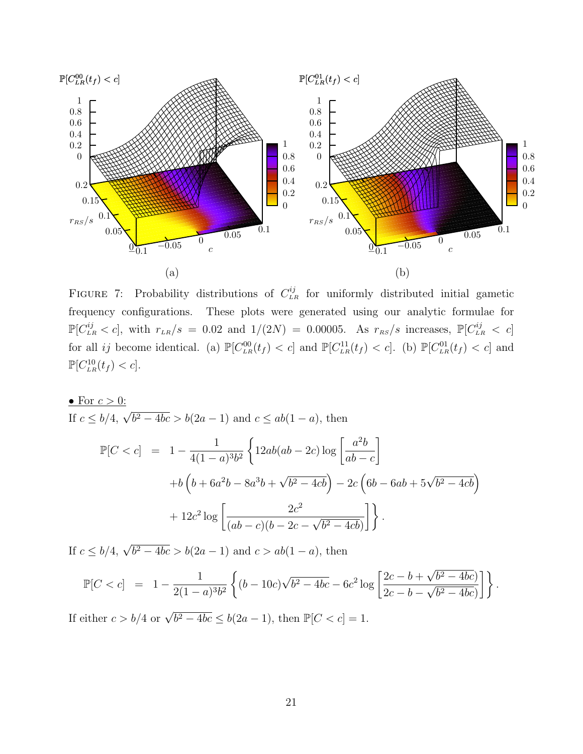FIGURE 7: Probability distributions of $C_{LR}^{ij}$ for uniformly distributed initial gametic frequency configurations. These plots were generated using our analytic formulae for $\mathbb{P}[C_{LR}^{ij} < c]$, with $r_{LR}/s = 0.02$ and $1/(2N) = 0.00005$. As $r_{RS}/s$ increases, $\mathbb{P}[C_{LR}^{ij} < c]$ for all $ij$ become identical. (a) $\mathbb{P}[C_{LR}^{00}(t_f) < c]$ and $\mathbb{P}[C_{LR}^{11}(t_f) < c]$. (b) $\mathbb{P}[C_{LR}^{01}(t_f) < c]$ and $\mathbb{P}[C_{LR}^{10}(t_f) < c]$.

• For $c > 0$:

If $c \le b/4$, $\sqrt{b^2 - 4bc} > b(2a-1)$ and $c \le ab(1-a)$, then

$$
\begin{aligned}
\mathbb{P}[C < c] \;&=\; 1 - \frac{1}{4(1-a)^3 b^2}\Bigg\{12ab(ab-2c)\log\left[\frac{a^2 b}{ab-c}\right] \\
&\quad + b\left(b + 6a^2 b - 8a^3 b + \sqrt{b^2-4cb}\right) - 2c\left(6b - 6ab + 5\sqrt{b^2-4cb}\right) \\
&\quad + 12c^2\log\left[\frac{2c^2}{(ab-c)(b-2c-\sqrt{b^2-4cb})}\right]\Bigg\}.
\end{aligned}
$$

If $c \le b/4$, $\sqrt{b^2 - 4bc} > b(2a-1)$ and $c > ab(1-a)$, then

$$
\mathbb{P}[C < c] \;=\; 1 - \frac{1}{2(1-a)^3 b^2}\left\{(b-10c)\sqrt{b^2-4bc} - 6c^2\log\left[\frac{2c - b + \sqrt{b^2-4bc)}}{2c - b - \sqrt{b^2-4bc)}}\right]\right\}.
$$

If either $c > b/4$ or $\sqrt{b^2 - 4bc} \le b(2a-1)$, then $\mathbb{P}[C < c] = 1$.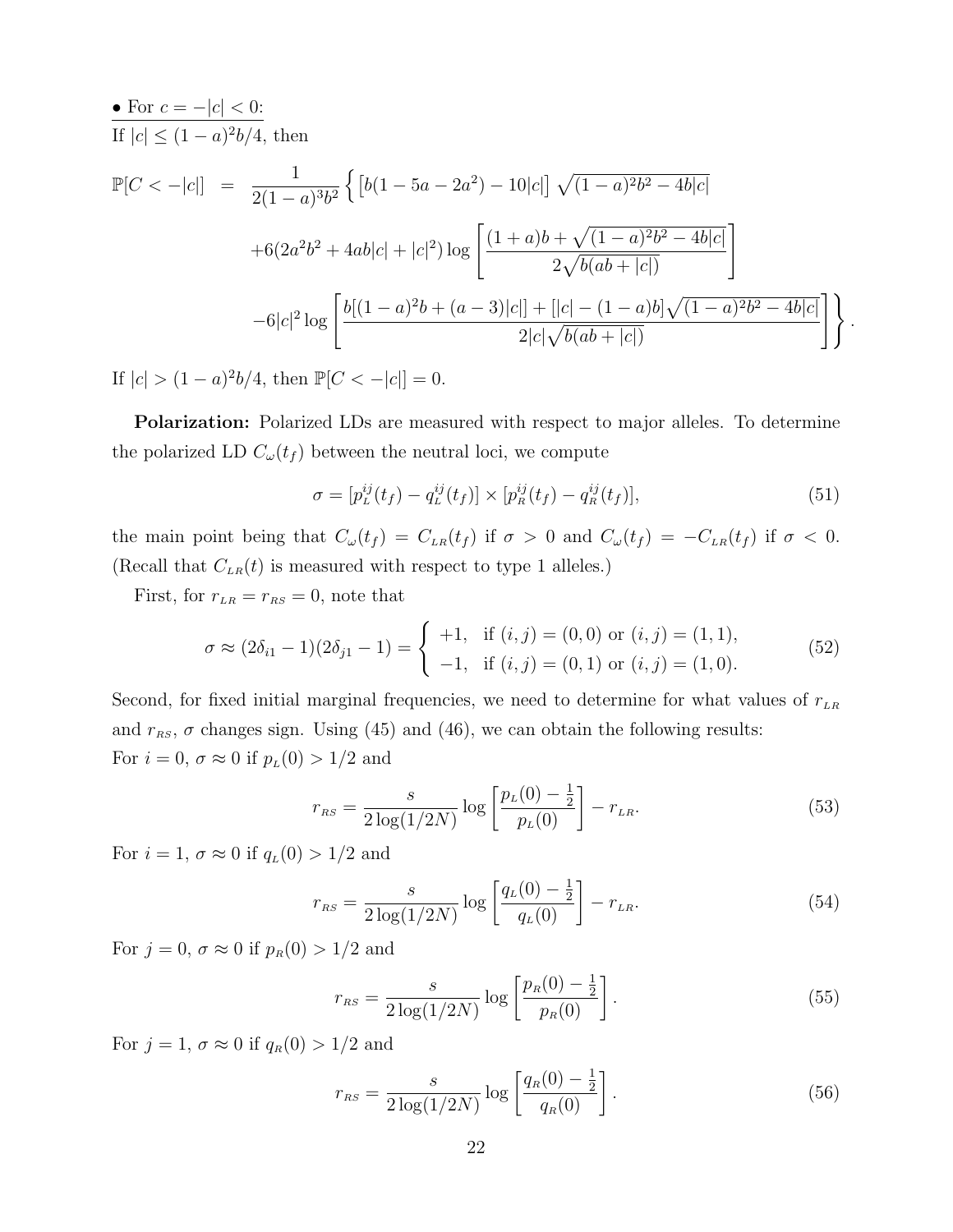<u>• For $c = -|c| < 0$:</u>

If $|c| \leq (1-a)^2 b/4$, then

$$
\begin{aligned}
\mathbb{P}[C < -|c|] \;=\; & \frac{1}{2(1-a)^3 b^2} \Big\{ \big[ b(1 - 5a - 2a^2) - 10|c| \big] \sqrt{(1-a)^2 b^2 - 4b|c|} \\
& + 6(2a^2 b^2 + 4ab|c| + |c|^2) \log \left[ \frac{(1+a)b + \sqrt{(1-a)^2 b^2 - 4b|c|}}{2\sqrt{b(ab + |c|)}} \right] \\
& - 6|c|^2 \log \left[ \frac{b[(1-a)^2 b + (a-3)|c|] + [|c| - (1-a)b]\sqrt{(1-a)^2 b^2 - 4b|c|}}{2|c|\sqrt{b(ab+|c|)}} \right] \Big\}.
\end{aligned}
$$

If $|c| > (1-a)^2 b/4$, then $\mathbb{P}[C < -|c|] = 0$.

**Polarization:** Polarized LDs are measured with respect to major alleles. To determine the polarized LD $C_\omega(t_f)$ between the neutral loci, we compute

$$
\sigma = [p_L^{ij}(t_f) - q_L^{ij}(t_f)] \times [p_R^{ij}(t_f) - q_R^{ij}(t_f)], \tag{51}
$$

the main point being that $C_\omega(t_f) = C_{LR}(t_f)$ if $\sigma > 0$ and $C_\omega(t_f) = -C_{LR}(t_f)$ if $\sigma < 0$. (Recall that $C_{LR}(t)$ is measured with respect to type 1 alleles.)

First, for $r_{LR} = r_{RS} = 0$, note that

$$
\sigma \approx (2\delta_{i1} - 1)(2\delta_{j1} - 1) = \begin{cases} +1, & \text{if } (i,j) = (0,0) \text{ or } (i,j) = (1,1), \\ -1, & \text{if } (i,j) = (0,1) \text{ or } (i,j) = (1,0). \end{cases} \tag{52}
$$

Second, for fixed initial marginal frequencies, we need to determine for what values of $r_{LR}$ and $r_{RS}$, $\sigma$ changes sign. Using (45) and (46), we can obtain the following results:

For $i = 0$, $\sigma \approx 0$ if $p_L(0) > 1/2$ and

$$
r_{RS} = \frac{s}{2\log(1/2N)} \log \left[ \frac{p_L(0) - \frac{1}{2}}{p_L(0)} \right] - r_{LR}. \tag{53}
$$

For $i = 1$, $\sigma \approx 0$ if $q_L(0) > 1/2$ and

$$
r_{RS} = \frac{s}{2\log(1/2N)} \log \left[ \frac{q_L(0) - \frac{1}{2}}{q_L(0)} \right] - r_{LR}. \tag{54}
$$

For $j = 0$, $\sigma \approx 0$ if $p_R(0) > 1/2$ and

$$
r_{RS} = \frac{s}{2\log(1/2N)} \log \left[ \frac{p_R(0) - \frac{1}{2}}{p_R(0)} \right]. \tag{55}
$$

For $j = 1$, $\sigma \approx 0$ if $q_R(0) > 1/2$ and

$$
r_{RS} = \frac{s}{2\log(1/2N)} \log \left[ \frac{q_R(0) - \frac{1}{2}}{q_R(0)} \right]. \tag{56}
$$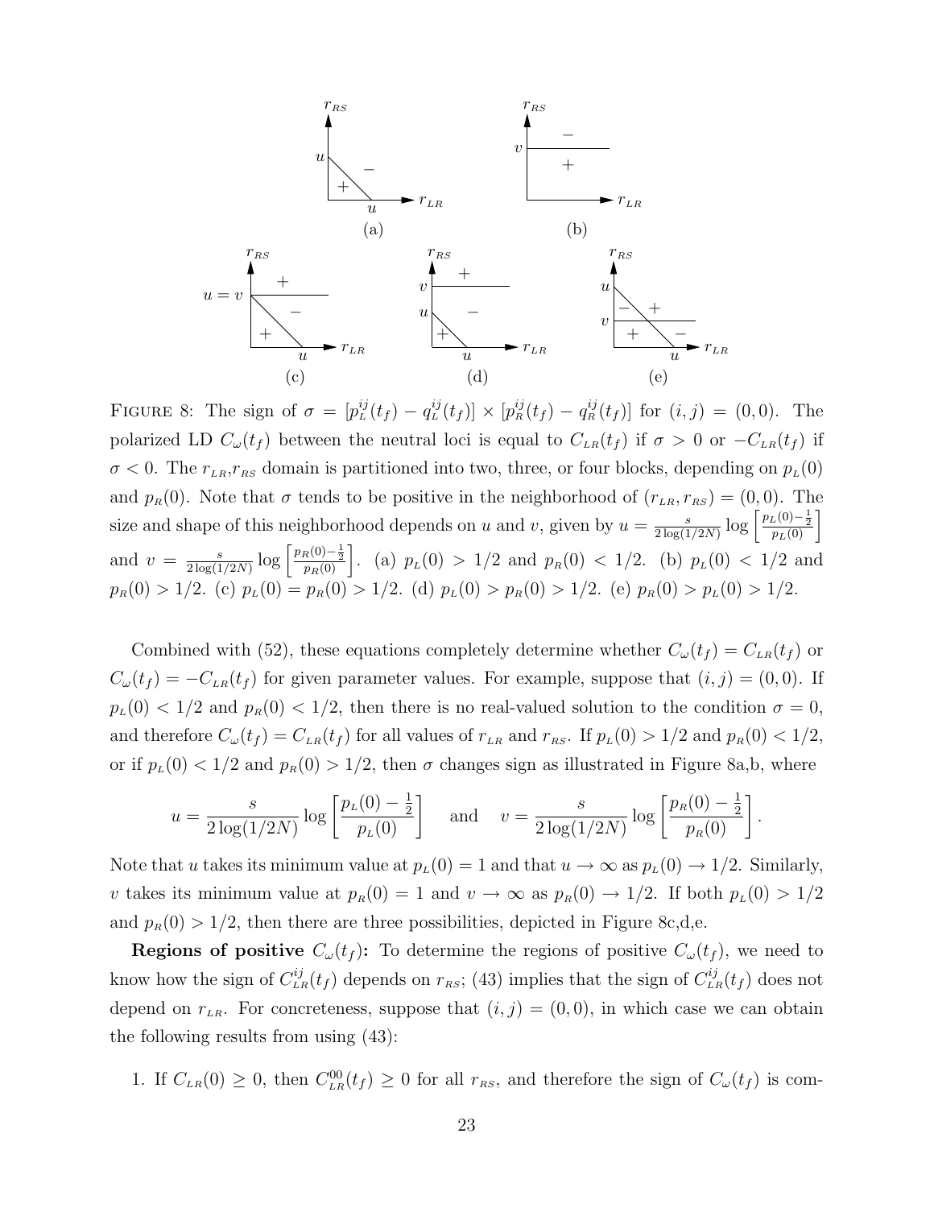FIGURE 8: The sign of $\sigma = [p_L^{ij}(t_f) - q_L^{ij}(t_f)] \times [p_R^{ij}(t_f) - q_R^{ij}(t_f)]$ for $(i,j) = (0,0)$. The polarized LD $C_\omega(t_f)$ between the neutral loci is equal to $C_{LR}(t_f)$ if $\sigma > 0$ or $-C_{LR}(t_f)$ if $\sigma < 0$. The $r_{LR}$,$r_{RS}$ domain is partitioned into two, three, or four blocks, depending on $p_L(0)$ and $p_R(0)$. Note that $\sigma$ tends to be positive in the neighborhood of $(r_{LR}, r_{RS}) = (0,0)$. The size and shape of this neighborhood depends on $u$ and $v$, given by $u = \frac{s}{2\log(1/2N)} \log\left[\frac{p_L(0)-\frac{1}{2}}{p_L(0)}\right]$ and $v = \frac{s}{2\log(1/2N)} \log\left[\frac{p_R(0)-\frac{1}{2}}{p_R(0)}\right]$. (a) $p_L(0) > 1/2$ and $p_R(0) < 1/2$. (b) $p_L(0) < 1/2$ and $p_R(0) > 1/2$. (c) $p_L(0) = p_R(0) > 1/2$. (d) $p_L(0) > p_R(0) > 1/2$. (e) $p_R(0) > p_L(0) > 1/2$.

Combined with (52), these equations completely determine whether $C_\omega(t_f) = C_{LR}(t_f)$ or $C_\omega(t_f) = -C_{LR}(t_f)$ for given parameter values. For example, suppose that $(i,j) = (0,0)$. If $p_L(0) < 1/2$ and $p_R(0) < 1/2$, then there is no real-valued solution to the condition $\sigma = 0$, and therefore $C_\omega(t_f) = C_{LR}(t_f)$ for all values of $r_{LR}$ and $r_{RS}$. If $p_L(0) > 1/2$ and $p_R(0) < 1/2$, or if $p_L(0) < 1/2$ and $p_R(0) > 1/2$, then $\sigma$ changes sign as illustrated in Figure 8a,b, where

$$u = \frac{s}{2\log(1/2N)} \log\left[\frac{p_L(0) - \frac{1}{2}}{p_L(0)}\right] \quad \text{and} \quad v = \frac{s}{2\log(1/2N)} \log\left[\frac{p_R(0) - \frac{1}{2}}{p_R(0)}\right].$$

Note that $u$ takes its minimum value at $p_L(0) = 1$ and that $u \to \infty$ as $p_L(0) \to 1/2$. Similarly, $v$ takes its minimum value at $p_R(0) = 1$ and $v \to \infty$ as $p_R(0) \to 1/2$. If both $p_L(0) > 1/2$ and $p_R(0) > 1/2$, then there are three possibilities, depicted in Figure 8c,d,e.

**Regions of positive $C_\omega(t_f)$:** To determine the regions of positive $C_\omega(t_f)$, we need to know how the sign of $C_{LR}^{ij}(t_f)$ depends on $r_{RS}$; (43) implies that the sign of $C_{LR}^{ij}(t_f)$ does not depend on $r_{LR}$. For concreteness, suppose that $(i,j) = (0,0)$, in which case we can obtain the following results from using (43):

1. If $C_{LR}(0) \geq 0$, then $C_{LR}^{00}(t_f) \geq 0$ for all $r_{RS}$, and therefore the sign of $C_\omega(t_f)$ is com-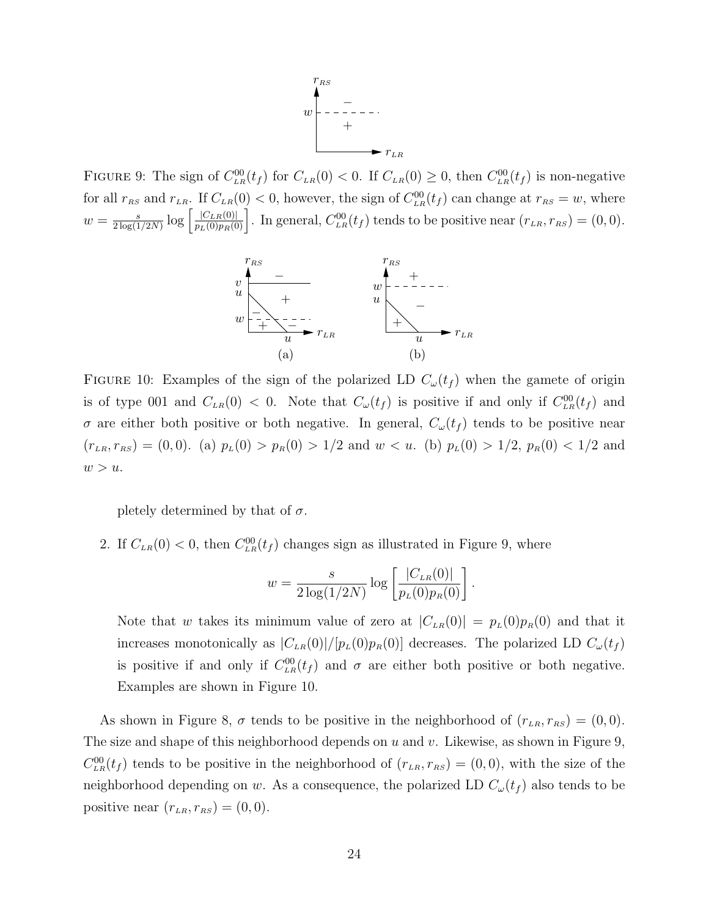FIGURE 9: The sign of $C^{00}_{LR}(t_f)$ for $C_{LR}(0) < 0$. If $C_{LR}(0) \geq 0$, then $C^{00}_{LR}(t_f)$ is non-negative for all $r_{RS}$ and $r_{LR}$. If $C_{LR}(0) < 0$, however, the sign of $C^{00}_{LR}(t_f)$ can change at $r_{RS} = w$, where $w = \frac{s}{2\log(1/2N)} \log\left[\frac{|C_{LR}(0)|}{p_L(0)p_R(0)}\right]$. In general, $C^{00}_{LR}(t_f)$ tends to be positive near $(r_{LR}, r_{RS}) = (0, 0)$.

FIGURE 10: Examples of the sign of the polarized LD $C_\omega(t_f)$ when the gamete of origin is of type 001 and $C_{LR}(0) < 0$. Note that $C_\omega(t_f)$ is positive if and only if $C^{00}_{LR}(t_f)$ and $\sigma$ are either both positive or both negative. In general, $C_\omega(t_f)$ tends to be positive near $(r_{LR}, r_{RS}) = (0, 0)$. (a) $p_L(0) > p_R(0) > 1/2$ and $w < u$. (b) $p_L(0) > 1/2$, $p_R(0) < 1/2$ and $w > u$.

pletely determined by that of $\sigma$.

2. If $C_{LR}(0) < 0$, then $C^{00}_{LR}(t_f)$ changes sign as illustrated in Figure 9, where

$$w = \frac{s}{2\log(1/2N)} \log\left[\frac{|C_{LR}(0)|}{p_L(0)p_R(0)}\right].$$

   Note that $w$ takes its minimum value of zero at $|C_{LR}(0)| = p_L(0)p_R(0)$ and that it increases monotonically as $|C_{LR}(0)|/[p_L(0)p_R(0)]$ decreases. The polarized LD $C_\omega(t_f)$ is positive if and only if $C^{00}_{LR}(t_f)$ and $\sigma$ are either both positive or both negative. Examples are shown in Figure 10.

As shown in Figure 8, $\sigma$ tends to be positive in the neighborhood of $(r_{LR}, r_{RS}) = (0, 0)$. The size and shape of this neighborhood depends on $u$ and $v$. Likewise, as shown in Figure 9, $C^{00}_{LR}(t_f)$ tends to be positive in the neighborhood of $(r_{LR}, r_{RS}) = (0, 0)$, with the size of the neighborhood depending on $w$. As a consequence, the polarized LD $C_\omega(t_f)$ also tends to be positive near $(r_{LR}, r_{RS}) = (0, 0)$.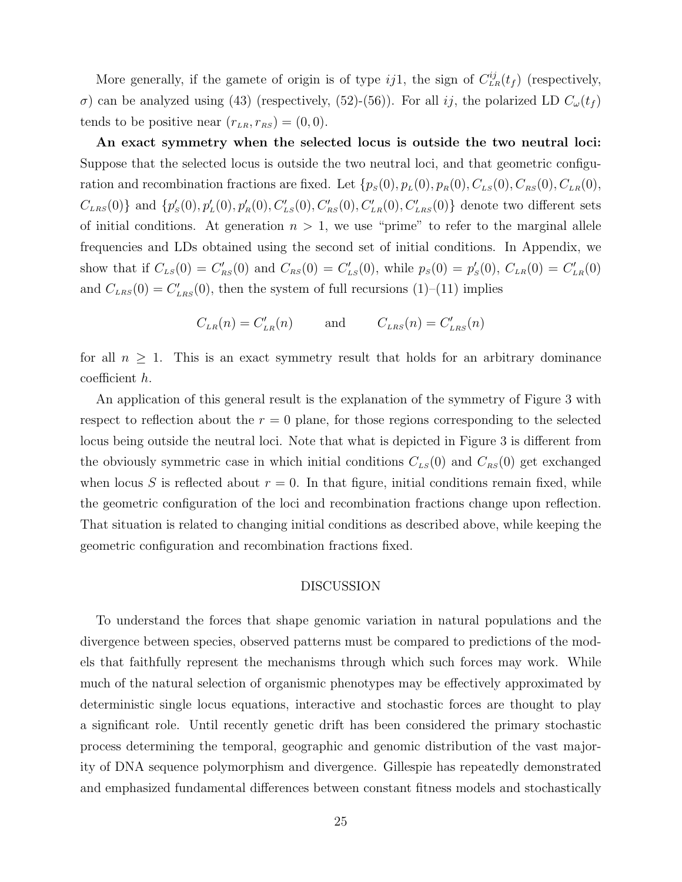More generally, if the gamete of origin is of type $ij1$, the sign of $C^{ij}_{LR}(t_f)$ (respectively, $\sigma$) can be analyzed using (43) (respectively, (52)-(56)). For all $ij$, the polarized LD $C_\omega(t_f)$ tends to be positive near $(r_{LR}, r_{RS}) = (0, 0)$.

**An exact symmetry when the selected locus is outside the two neutral loci:** Suppose that the selected locus is outside the two neutral loci, and that geometric configuration and recombination fractions are fixed. Let $\{p_S(0), p_L(0), p_R(0), C_{LS}(0), C_{RS}(0), C_{LR}(0), C_{LRS}(0)\}$ and $\{p'_S(0), p'_L(0), p'_R(0), C'_{LS}(0), C'_{RS}(0), C'_{LR}(0), C'_{LRS}(0)\}$ denote two different sets of initial conditions. At generation $n > 1$, we use "prime" to refer to the marginal allele frequencies and LDs obtained using the second set of initial conditions. In Appendix, we show that if $C_{LS}(0) = C'_{RS}(0)$ and $C_{RS}(0) = C'_{LS}(0)$, while $p_S(0) = p'_S(0)$, $C_{LR}(0) = C'_{LR}(0)$ and $C_{LRS}(0) = C'_{LRS}(0)$, then the system of full recursions (1)–(11) implies

$$C_{LR}(n) = C'_{LR}(n) \qquad \text{and} \qquad C_{LRS}(n) = C'_{LRS}(n)$$

for all $n \geq 1$. This is an exact symmetry result that holds for an arbitrary dominance coefficient $h$.

An application of this general result is the explanation of the symmetry of Figure 3 with respect to reflection about the $r = 0$ plane, for those regions corresponding to the selected locus being outside the neutral loci. Note that what is depicted in Figure 3 is different from the obviously symmetric case in which initial conditions $C_{LS}(0)$ and $C_{RS}(0)$ get exchanged when locus $S$ is reflected about $r = 0$. In that figure, initial conditions remain fixed, while the geometric configuration of the loci and recombination fractions change upon reflection. That situation is related to changing initial conditions as described above, while keeping the geometric configuration and recombination fractions fixed.

## DISCUSSION

To understand the forces that shape genomic variation in natural populations and the divergence between species, observed patterns must be compared to predictions of the models that faithfully represent the mechanisms through which such forces may work. While much of the natural selection of organismic phenotypes may be effectively approximated by deterministic single locus equations, interactive and stochastic forces are thought to play a significant role. Until recently genetic drift has been considered the primary stochastic process determining the temporal, geographic and genomic distribution of the vast majority of DNA sequence polymorphism and divergence. Gillespie has repeatedly demonstrated and emphasized fundamental differences between constant fitness models and stochastically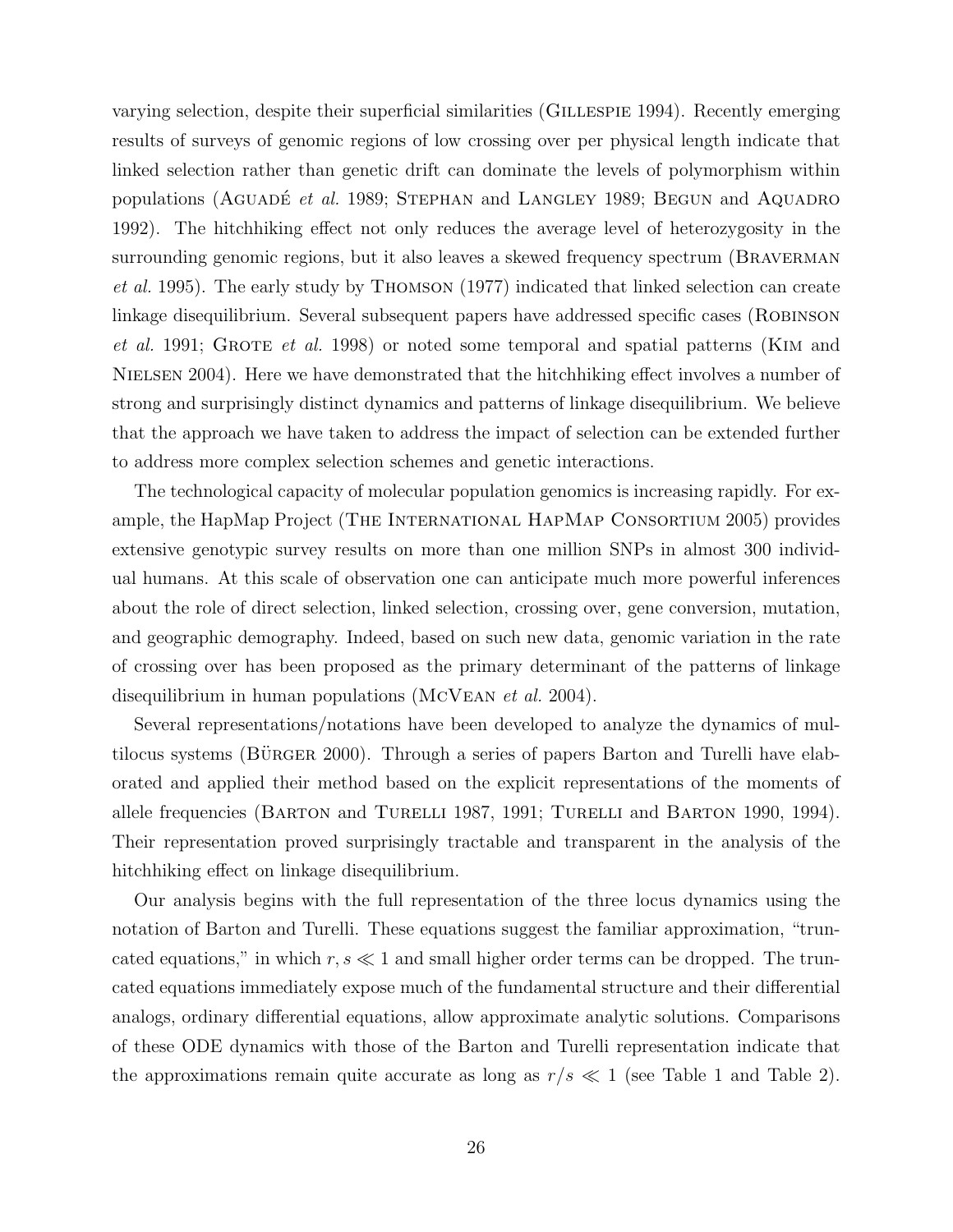varying selection, despite their superficial similarities (Gillespie 1994). Recently emerging results of surveys of genomic regions of low crossing over per physical length indicate that linked selection rather than genetic drift can dominate the levels of polymorphism within populations (Aguadé *et al.* 1989; Stephan and Langley 1989; Begun and Aquadro 1992). The hitchhiking effect not only reduces the average level of heterozygosity in the surrounding genomic regions, but it also leaves a skewed frequency spectrum (Braverman *et al.* 1995). The early study by Thomson (1977) indicated that linked selection can create linkage disequilibrium. Several subsequent papers have addressed specific cases (Robinson *et al.* 1991; Grote *et al.* 1998) or noted some temporal and spatial patterns (Kim and Nielsen 2004). Here we have demonstrated that the hitchhiking effect involves a number of strong and surprisingly distinct dynamics and patterns of linkage disequilibrium. We believe that the approach we have taken to address the impact of selection can be extended further to address more complex selection schemes and genetic interactions.

The technological capacity of molecular population genomics is increasing rapidly. For example, the HapMap Project (The International HapMap Consortium 2005) provides extensive genotypic survey results on more than one million SNPs in almost 300 individual humans. At this scale of observation one can anticipate much more powerful inferences about the role of direct selection, linked selection, crossing over, gene conversion, mutation, and geographic demography. Indeed, based on such new data, genomic variation in the rate of crossing over has been proposed as the primary determinant of the patterns of linkage disequilibrium in human populations (McVean *et al.* 2004).

Several representations/notations have been developed to analyze the dynamics of multilocus systems (Bürger 2000). Through a series of papers Barton and Turelli have elaborated and applied their method based on the explicit representations of the moments of allele frequencies (Barton and Turelli 1987, 1991; Turelli and Barton 1990, 1994). Their representation proved surprisingly tractable and transparent in the analysis of the hitchhiking effect on linkage disequilibrium.

Our analysis begins with the full representation of the three locus dynamics using the notation of Barton and Turelli. These equations suggest the familiar approximation, "truncated equations," in which $r, s \ll 1$ and small higher order terms can be dropped. The truncated equations immediately expose much of the fundamental structure and their differential analogs, ordinary differential equations, allow approximate analytic solutions. Comparisons of these ODE dynamics with those of the Barton and Turelli representation indicate that the approximations remain quite accurate as long as $r/s \ll 1$ (see Table 1 and Table 2).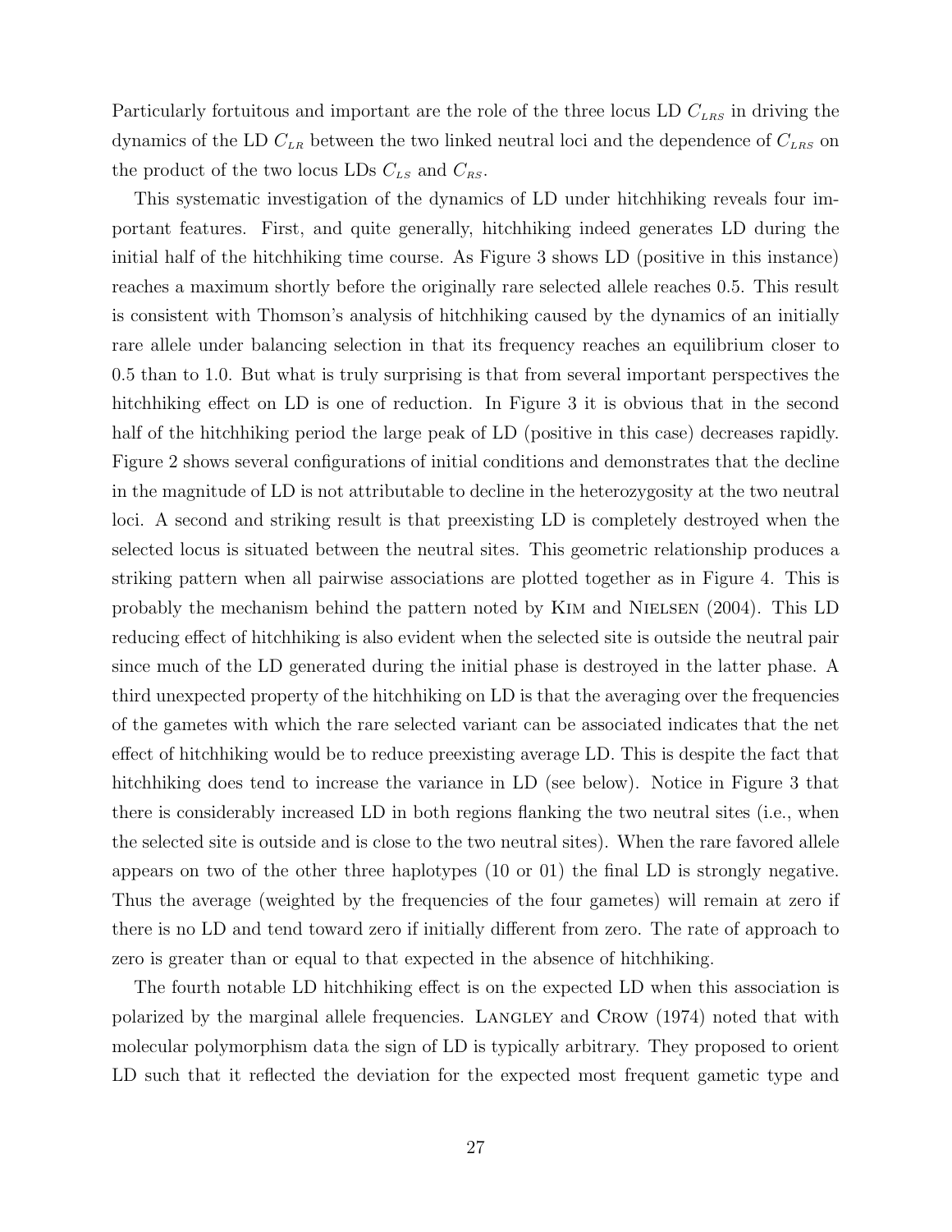Particularly fortuitous and important are the role of the three locus LD $C_{LRS}$ in driving the dynamics of the LD $C_{LR}$ between the two linked neutral loci and the dependence of $C_{LRS}$ on the product of the two locus LDs $C_{LS}$ and $C_{RS}$.

This systematic investigation of the dynamics of LD under hitchhiking reveals four important features. First, and quite generally, hitchhiking indeed generates LD during the initial half of the hitchhiking time course. As Figure 3 shows LD (positive in this instance) reaches a maximum shortly before the originally rare selected allele reaches 0.5. This result is consistent with Thomson's analysis of hitchhiking caused by the dynamics of an initially rare allele under balancing selection in that its frequency reaches an equilibrium closer to 0.5 than to 1.0. But what is truly surprising is that from several important perspectives the hitchhiking effect on LD is one of reduction. In Figure 3 it is obvious that in the second half of the hitchhiking period the large peak of LD (positive in this case) decreases rapidly. Figure 2 shows several configurations of initial conditions and demonstrates that the decline in the magnitude of LD is not attributable to decline in the heterozygosity at the two neutral loci. A second and striking result is that preexisting LD is completely destroyed when the selected locus is situated between the neutral sites. This geometric relationship produces a striking pattern when all pairwise associations are plotted together as in Figure 4. This is probably the mechanism behind the pattern noted by Kim and Nielsen (2004). This LD reducing effect of hitchhiking is also evident when the selected site is outside the neutral pair since much of the LD generated during the initial phase is destroyed in the latter phase. A third unexpected property of the hitchhiking on LD is that the averaging over the frequencies of the gametes with which the rare selected variant can be associated indicates that the net effect of hitchhiking would be to reduce preexisting average LD. This is despite the fact that hitchhiking does tend to increase the variance in LD (see below). Notice in Figure 3 that there is considerably increased LD in both regions flanking the two neutral sites (i.e., when the selected site is outside and is close to the two neutral sites). When the rare favored allele appears on two of the other three haplotypes (10 or 01) the final LD is strongly negative. Thus the average (weighted by the frequencies of the four gametes) will remain at zero if there is no LD and tend toward zero if initially different from zero. The rate of approach to zero is greater than or equal to that expected in the absence of hitchhiking.

The fourth notable LD hitchhiking effect is on the expected LD when this association is polarized by the marginal allele frequencies. Langley and Crow (1974) noted that with molecular polymorphism data the sign of LD is typically arbitrary. They proposed to orient LD such that it reflected the deviation for the expected most frequent gametic type and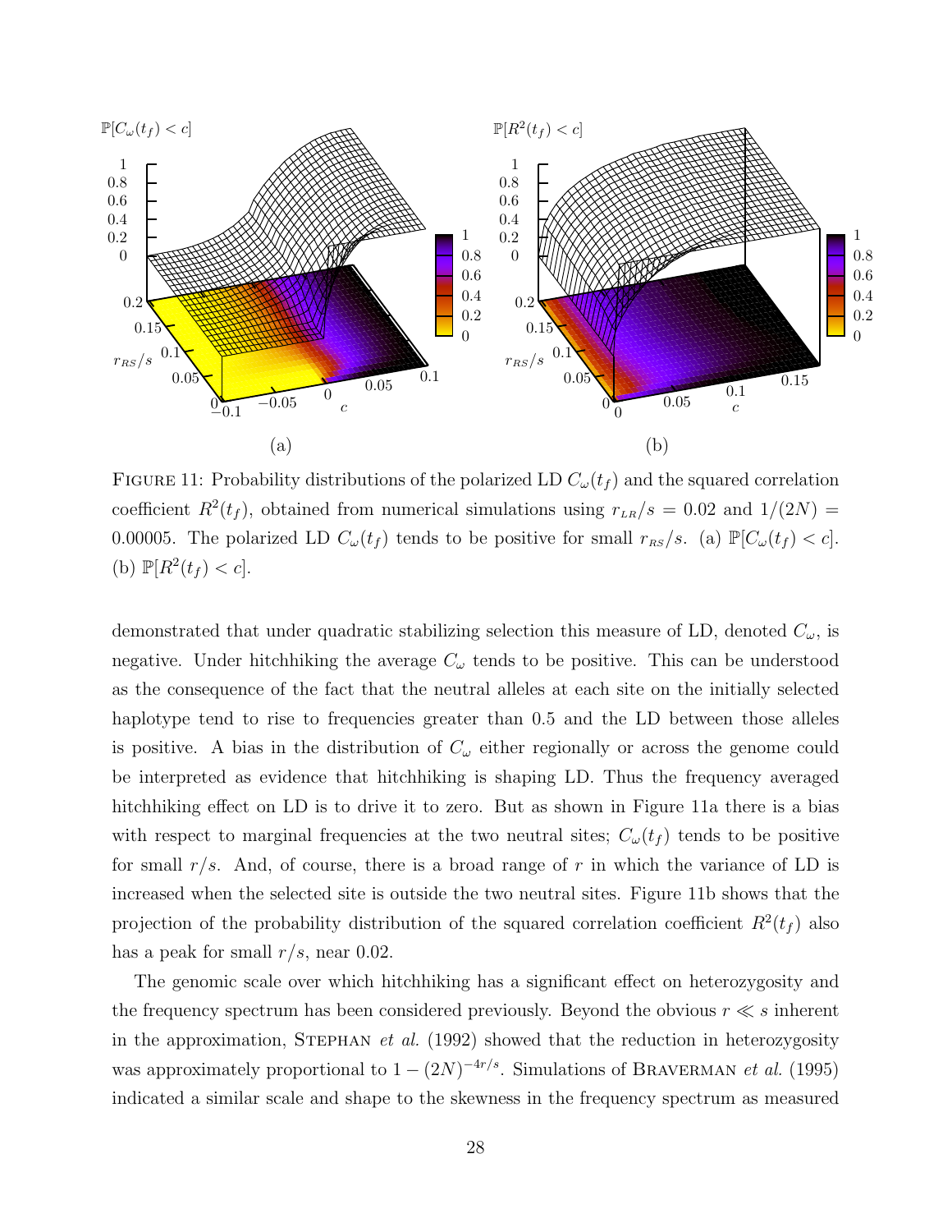FIGURE 11: Probability distributions of the polarized LD $C_\omega(t_f)$ and the squared correlation coefficient $R^2(t_f)$, obtained from numerical simulations using $r_{LR}/s = 0.02$ and $1/(2N) = 0.00005$. The polarized LD $C_\omega(t_f)$ tends to be positive for small $r_{RS}/s$. (a) $\mathbb{P}[C_\omega(t_f) < c]$. (b) $\mathbb{P}[R^2(t_f) < c]$.

demonstrated that under quadratic stabilizing selection this measure of LD, denoted $C_\omega$, is negative. Under hitchhiking the average $C_\omega$ tends to be positive. This can be understood as the consequence of the fact that the neutral alleles at each site on the initially selected haplotype tend to rise to frequencies greater than 0.5 and the LD between those alleles is positive. A bias in the distribution of $C_\omega$ either regionally or across the genome could be interpreted as evidence that hitchhiking is shaping LD. Thus the frequency averaged hitchhiking effect on LD is to drive it to zero. But as shown in Figure 11a there is a bias with respect to marginal frequencies at the two neutral sites; $C_\omega(t_f)$ tends to be positive for small $r/s$. And, of course, there is a broad range of $r$ in which the variance of LD is increased when the selected site is outside the two neutral sites. Figure 11b shows that the projection of the probability distribution of the squared correlation coefficient $R^2(t_f)$ also has a peak for small $r/s$, near 0.02.

The genomic scale over which hitchhiking has a significant effect on heterozygosity and the frequency spectrum has been considered previously. Beyond the obvious $r \ll s$ inherent in the approximation, STEPHAN *et al.* (1992) showed that the reduction in heterozygosity was approximately proportional to $1 - (2N)^{-4r/s}$. Simulations of BRAVERMAN *et al.* (1995) indicated a similar scale and shape to the skewness in the frequency spectrum as measured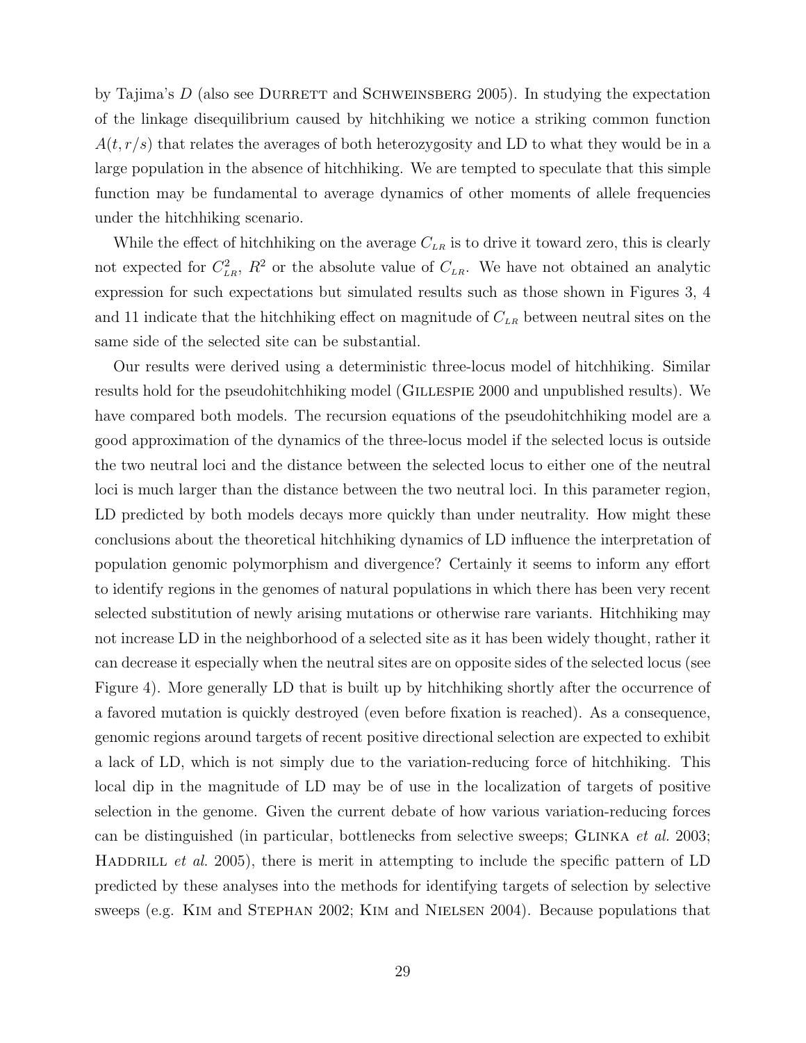by Tajima's $D$ (also see Durrett and Schweinsberg 2005). In studying the expectation of the linkage disequilibrium caused by hitchhiking we notice a striking common function $A(t, r/s)$ that relates the averages of both heterozygosity and LD to what they would be in a large population in the absence of hitchhiking. We are tempted to speculate that this simple function may be fundamental to average dynamics of other moments of allele frequencies under the hitchhiking scenario.

While the effect of hitchhiking on the average $C_{LR}$ is to drive it toward zero, this is clearly not expected for $C_{LR}^2$, $R^2$ or the absolute value of $C_{LR}$. We have not obtained an analytic expression for such expectations but simulated results such as those shown in Figures 3, 4 and 11 indicate that the hitchhiking effect on magnitude of $C_{LR}$ between neutral sites on the same side of the selected site can be substantial.

Our results were derived using a deterministic three-locus model of hitchhiking. Similar results hold for the pseudohitchhiking model (Gillespie 2000 and unpublished results). We have compared both models. The recursion equations of the pseudohitchhiking model are a good approximation of the dynamics of the three-locus model if the selected locus is outside the two neutral loci and the distance between the selected locus to either one of the neutral loci is much larger than the distance between the two neutral loci. In this parameter region, LD predicted by both models decays more quickly than under neutrality. How might these conclusions about the theoretical hitchhiking dynamics of LD influence the interpretation of population genomic polymorphism and divergence? Certainly it seems to inform any effort to identify regions in the genomes of natural populations in which there has been very recent selected substitution of newly arising mutations or otherwise rare variants. Hitchhiking may not increase LD in the neighborhood of a selected site as it has been widely thought, rather it can decrease it especially when the neutral sites are on opposite sides of the selected locus (see Figure 4). More generally LD that is built up by hitchhiking shortly after the occurrence of a favored mutation is quickly destroyed (even before fixation is reached). As a consequence, genomic regions around targets of recent positive directional selection are expected to exhibit a lack of LD, which is not simply due to the variation-reducing force of hitchhiking. This local dip in the magnitude of LD may be of use in the localization of targets of positive selection in the genome. Given the current debate of how various variation-reducing forces can be distinguished (in particular, bottlenecks from selective sweeps; Glinka *et al.* 2003; Haddrill *et al.* 2005), there is merit in attempting to include the specific pattern of LD predicted by these analyses into the methods for identifying targets of selection by selective sweeps (e.g. Kim and Stephan 2002; Kim and Nielsen 2004). Because populations that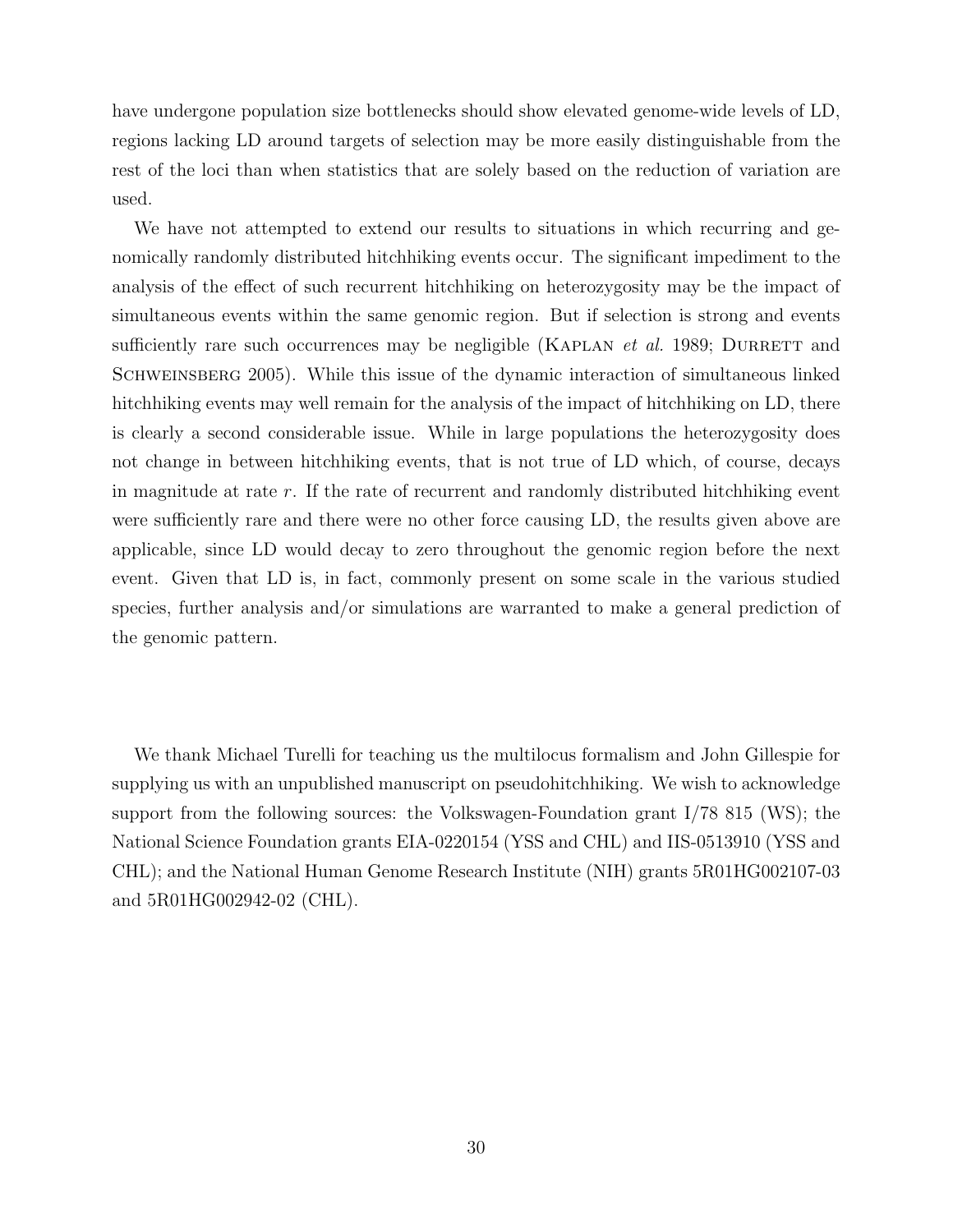have undergone population size bottlenecks should show elevated genome-wide levels of LD, regions lacking LD around targets of selection may be more easily distinguishable from the rest of the loci than when statistics that are solely based on the reduction of variation are used.

We have not attempted to extend our results to situations in which recurring and genomically randomly distributed hitchhiking events occur. The significant impediment to the analysis of the effect of such recurrent hitchhiking on heterozygosity may be the impact of simultaneous events within the same genomic region. But if selection is strong and events sufficiently rare such occurrences may be negligible (Kaplan *et al.* 1989; Durrett and Schweinsberg 2005). While this issue of the dynamic interaction of simultaneous linked hitchhiking events may well remain for the analysis of the impact of hitchhiking on LD, there is clearly a second considerable issue. While in large populations the heterozygosity does not change in between hitchhiking events, that is not true of LD which, of course, decays in magnitude at rate $r$. If the rate of recurrent and randomly distributed hitchhiking event were sufficiently rare and there were no other force causing LD, the results given above are applicable, since LD would decay to zero throughout the genomic region before the next event. Given that LD is, in fact, commonly present on some scale in the various studied species, further analysis and/or simulations are warranted to make a general prediction of the genomic pattern.

We thank Michael Turelli for teaching us the multilocus formalism and John Gillespie for supplying us with an unpublished manuscript on pseudohitchhiking. We wish to acknowledge support from the following sources: the Volkswagen-Foundation grant I/78 815 (WS); the National Science Foundation grants EIA-0220154 (YSS and CHL) and IIS-0513910 (YSS and CHL); and the National Human Genome Research Institute (NIH) grants 5R01HG002107-03 and 5R01HG002942-02 (CHL).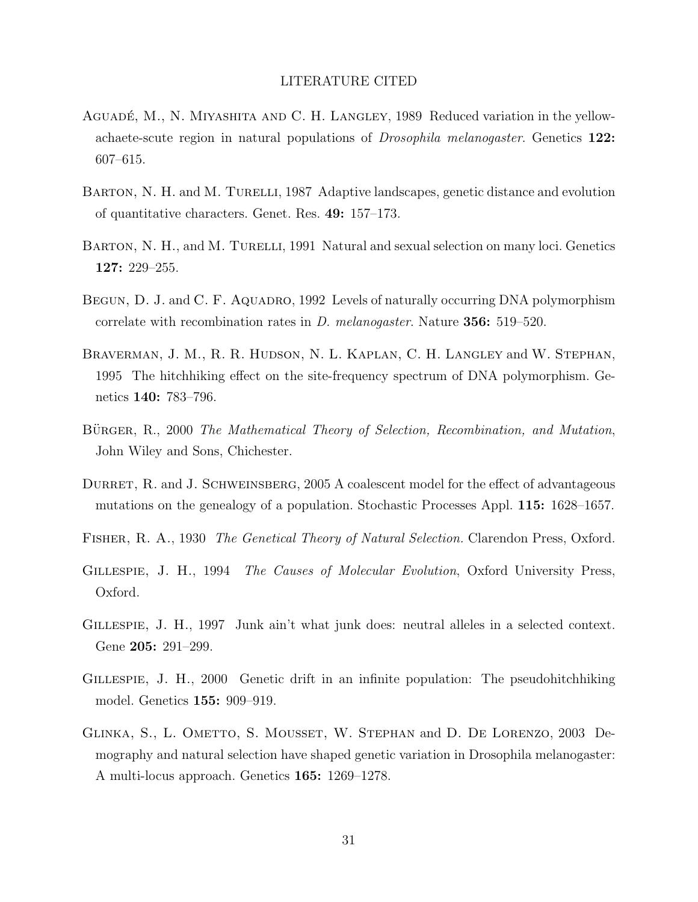## LITERATURE CITED

Aguadé, M., N. Miyashita and C. H. Langley, 1989 Reduced variation in the yellow-achaete-scute region in natural populations of *Drosophila melanogaster*. Genetics **122:** 607–615.

Barton, N. H. and M. Turelli, 1987 Adaptive landscapes, genetic distance and evolution of quantitative characters. Genet. Res. **49:** 157–173.

Barton, N. H., and M. Turelli, 1991 Natural and sexual selection on many loci. Genetics **127:** 229–255.

Begun, D. J. and C. F. Aquadro, 1992 Levels of naturally occurring DNA polymorphism correlate with recombination rates in *D. melanogaster*. Nature **356:** 519–520.

Braverman, J. M., R. R. Hudson, N. L. Kaplan, C. H. Langley and W. Stephan, 1995 The hitchhiking effect on the site-frequency spectrum of DNA polymorphism. Genetics **140:** 783–796.

Bürger, R., 2000 *The Mathematical Theory of Selection, Recombination, and Mutation*, John Wiley and Sons, Chichester.

Durret, R. and J. Schweinsberg, 2005 A coalescent model for the effect of advantageous mutations on the genealogy of a population. Stochastic Processes Appl. **115:** 1628–1657.

Fisher, R. A., 1930 *The Genetical Theory of Natural Selection.* Clarendon Press, Oxford.

Gillespie, J. H., 1994 *The Causes of Molecular Evolution*, Oxford University Press, Oxford.

Gillespie, J. H., 1997 Junk ain't what junk does: neutral alleles in a selected context. Gene **205:** 291–299.

Gillespie, J. H., 2000 Genetic drift in an infinite population: The pseudohitchhiking model. Genetics **155:** 909–919.

Glinka, S., L. Ometto, S. Mousset, W. Stephan and D. De Lorenzo, 2003 Demography and natural selection have shaped genetic variation in Drosophila melanogaster: A multi-locus approach. Genetics **165:** 1269–1278.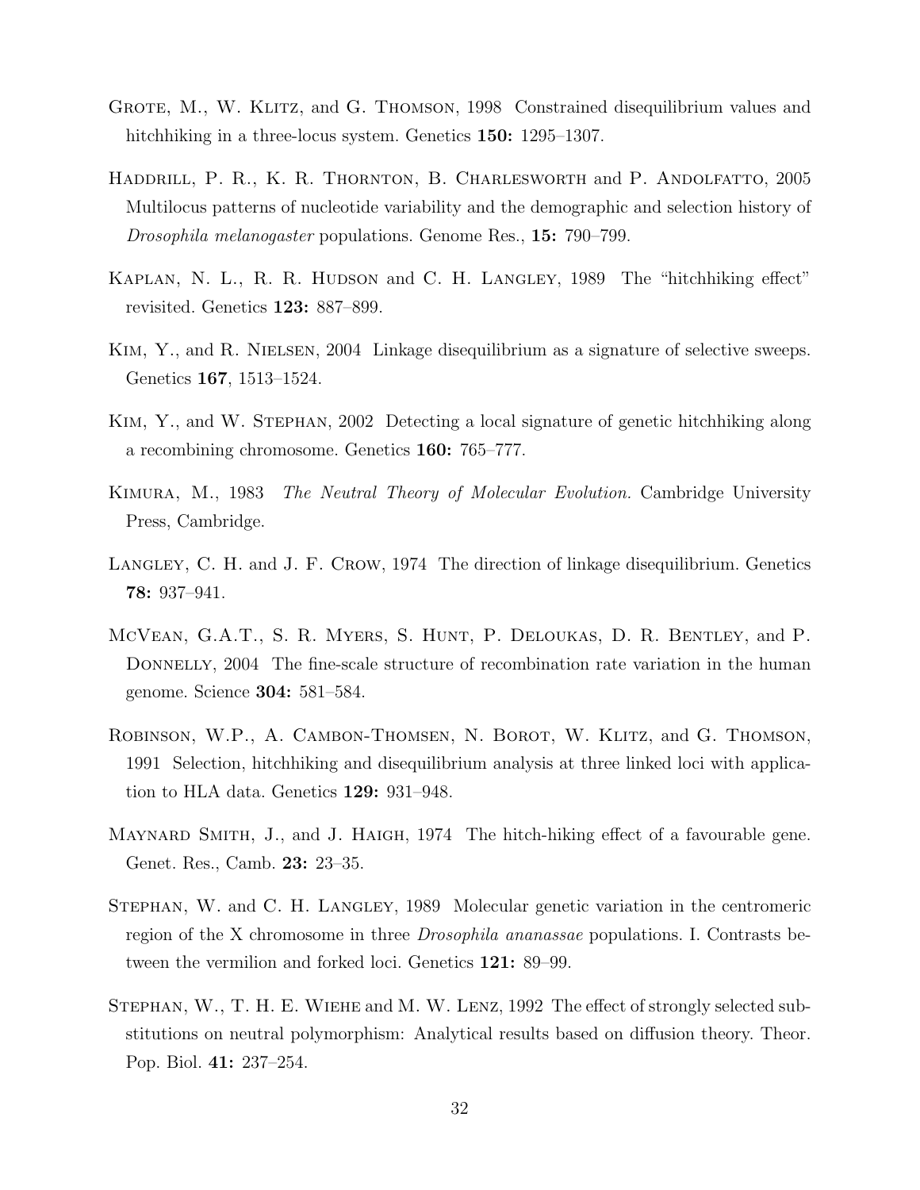Grote, M., W. Klitz, and G. Thomson, 1998 Constrained disequilibrium values and hitchhiking in a three-locus system. Genetics **150:** 1295–1307.

Haddrill, P. R., K. R. Thornton, B. Charlesworth and P. Andolfatto, 2005 Multilocus patterns of nucleotide variability and the demographic and selection history of *Drosophila melanogaster* populations. Genome Res., **15:** 790–799.

Kaplan, N. L., R. R. Hudson and C. H. Langley, 1989 The "hitchhiking effect" revisited. Genetics **123:** 887–899.

Kim, Y., and R. Nielsen, 2004 Linkage disequilibrium as a signature of selective sweeps. Genetics **167**, 1513–1524.

Kim, Y., and W. Stephan, 2002 Detecting a local signature of genetic hitchhiking along a recombining chromosome. Genetics **160:** 765–777.

Kimura, M., 1983 *The Neutral Theory of Molecular Evolution.* Cambridge University Press, Cambridge.

Langley, C. H. and J. F. Crow, 1974 The direction of linkage disequilibrium. Genetics **78:** 937–941.

McVean, G.A.T., S. R. Myers, S. Hunt, P. Deloukas, D. R. Bentley, and P. Donnelly, 2004 The fine-scale structure of recombination rate variation in the human genome. Science **304:** 581–584.

Robinson, W.P., A. Cambon-Thomsen, N. Borot, W. Klitz, and G. Thomson, 1991 Selection, hitchhiking and disequilibrium analysis at three linked loci with application to HLA data. Genetics **129:** 931–948.

Maynard Smith, J., and J. Haigh, 1974 The hitch-hiking effect of a favourable gene. Genet. Res., Camb. **23:** 23–35.

Stephan, W. and C. H. Langley, 1989 Molecular genetic variation in the centromeric region of the X chromosome in three *Drosophila ananassae* populations. I. Contrasts between the vermilion and forked loci. Genetics **121:** 89–99.

Stephan, W., T. H. E. Wiehe and M. W. Lenz, 1992 The effect of strongly selected substitutions on neutral polymorphism: Analytical results based on diffusion theory. Theor. Pop. Biol. **41:** 237–254.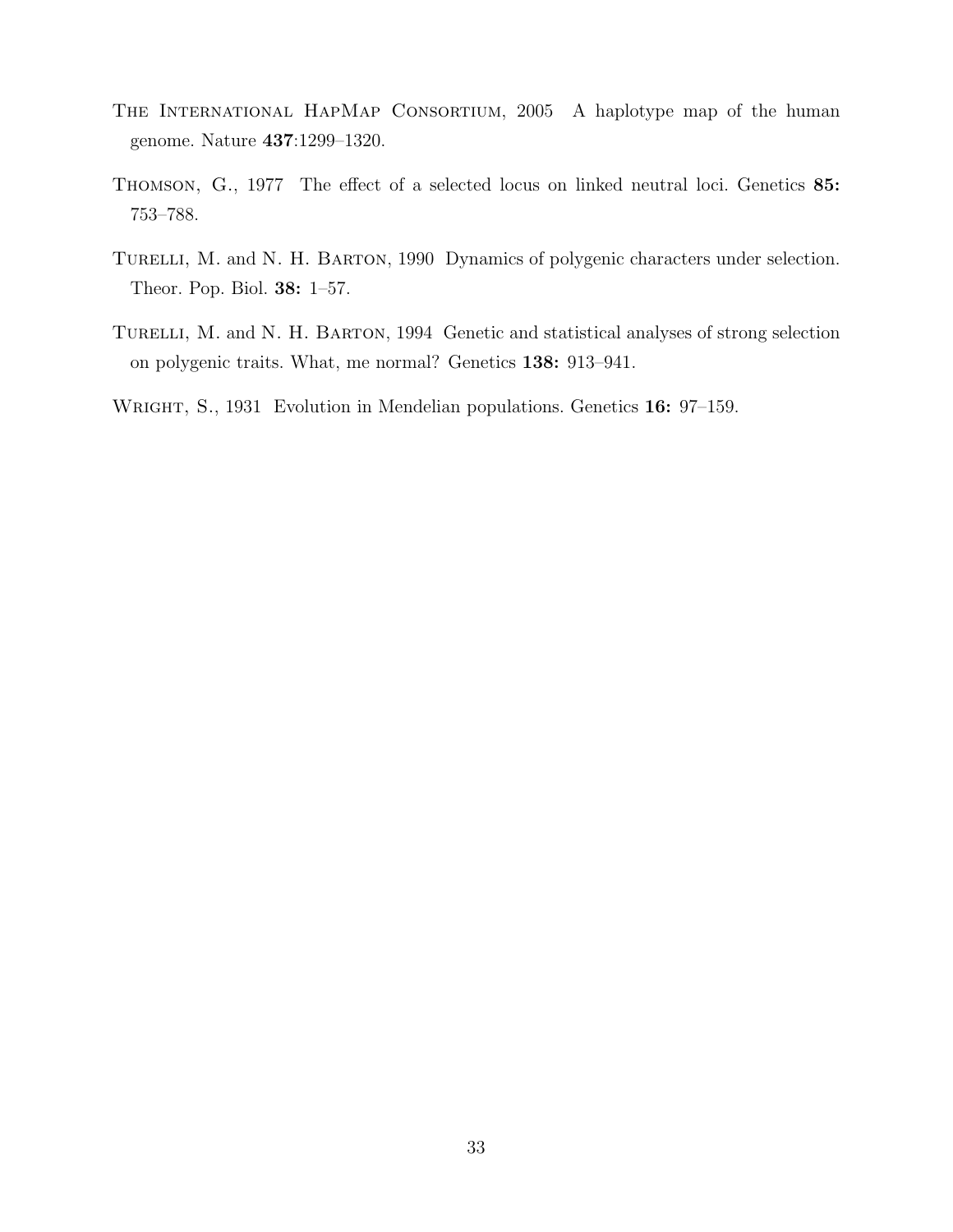The International HapMap Consortium, 2005 A haplotype map of the human genome. Nature **437**:1299–1320.

Thomson, G., 1977 The effect of a selected locus on linked neutral loci. Genetics **85:** 753–788.

Turelli, M. and N. H. Barton, 1990 Dynamics of polygenic characters under selection. Theor. Pop. Biol. **38:** 1–57.

Turelli, M. and N. H. Barton, 1994 Genetic and statistical analyses of strong selection on polygenic traits. What, me normal? Genetics **138:** 913–941.

Wright, S., 1931 Evolution in Mendelian populations. Genetics **16:** 97–159.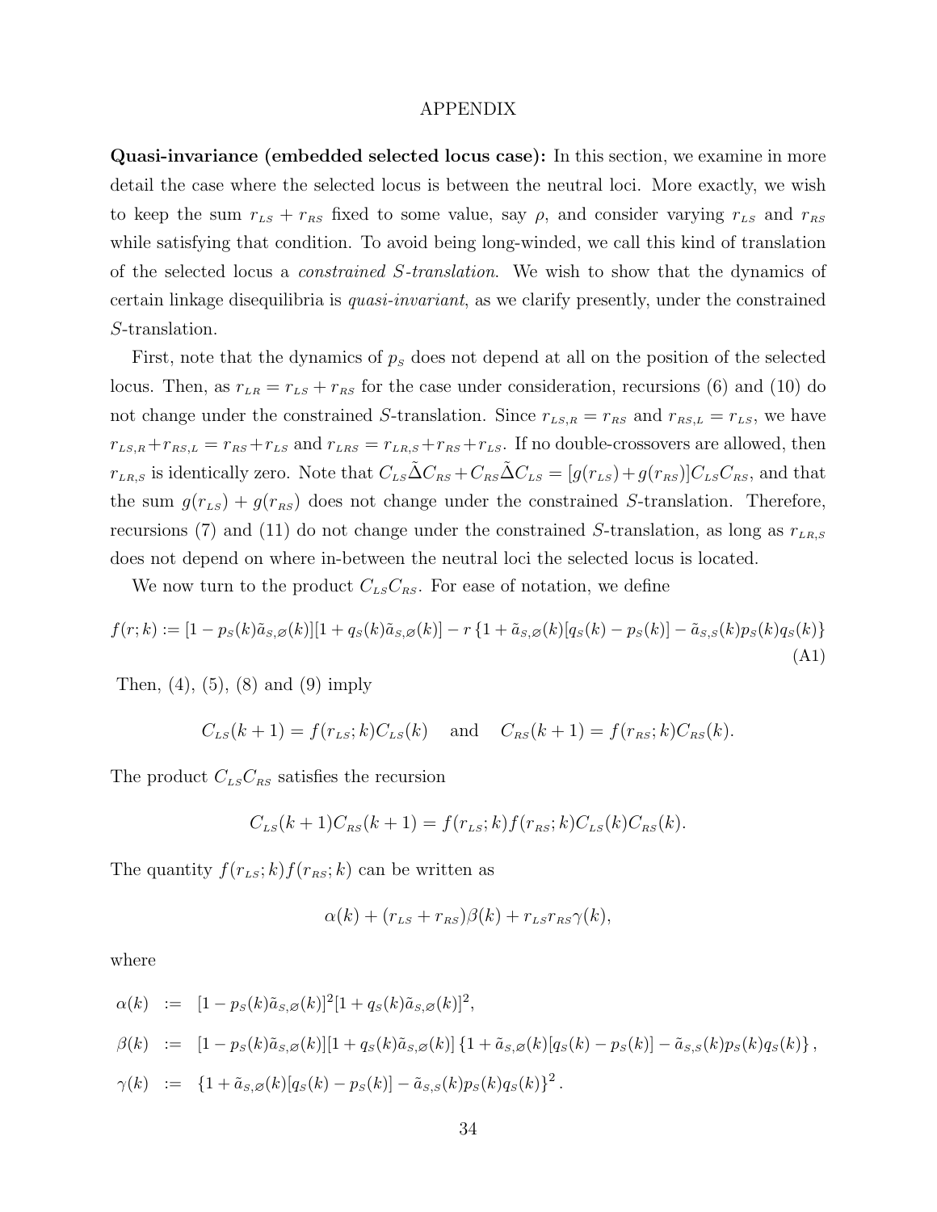APPENDIX

**Quasi-invariance (embedded selected locus case):** In this section, we examine in more detail the case where the selected locus is between the neutral loci. More exactly, we wish to keep the sum $r_{LS} + r_{RS}$ fixed to some value, say $\rho$, and consider varying $r_{LS}$ and $r_{RS}$ while satisfying that condition. To avoid being long-winded, we call this kind of translation of the selected locus a *constrained S-translation*. We wish to show that the dynamics of certain linkage disequilibria is *quasi-invariant*, as we clarify presently, under the constrained $S$-translation.

First, note that the dynamics of $p_S$ does not depend at all on the position of the selected locus. Then, as $r_{LR} = r_{LS} + r_{RS}$ for the case under consideration, recursions (6) and (10) do not change under the constrained $S$-translation. Since $r_{LS,R} = r_{RS}$ and $r_{RS,L} = r_{LS}$, we have $r_{LS,R} + r_{RS,L} = r_{RS} + r_{LS}$ and $r_{LRS} = r_{LR,S} + r_{RS} + r_{LS}$. If no double-crossovers are allowed, then $r_{LR,S}$ is identically zero. Note that $C_{LS}\tilde{\Delta}C_{RS} + C_{RS}\tilde{\Delta}C_{LS} = [g(r_{LS}) + g(r_{RS})]C_{LS}C_{RS}$, and that the sum $g(r_{LS}) + g(r_{RS})$ does not change under the constrained $S$-translation. Therefore, recursions (7) and (11) do not change under the constrained $S$-translation, as long as $r_{LR,S}$ does not depend on where in-between the neutral loci the selected locus is located.

We now turn to the product $C_{LS}C_{RS}$. For ease of notation, we define

$$f(r;k) := [1 - p_S(k)\tilde{a}_{S,\varnothing}(k)][1 + q_S(k)\tilde{a}_{S,\varnothing}(k)] - r\left\{1 + \tilde{a}_{S,\varnothing}(k)[q_S(k) - p_S(k)] - \tilde{a}_{S,S}(k)p_S(k)q_S(k)\right\} \tag{A1}$$

Then, (4), (5), (8) and (9) imply

$$C_{LS}(k+1) = f(r_{LS};k)C_{LS}(k) \quad \text{and} \quad C_{RS}(k+1) = f(r_{RS};k)C_{RS}(k).$$

The product $C_{LS}C_{RS}$ satisfies the recursion

$$C_{LS}(k+1)C_{RS}(k+1) = f(r_{LS};k)f(r_{RS};k)C_{LS}(k)C_{RS}(k).$$

The quantity $f(r_{LS};k)f(r_{RS};k)$ can be written as

$$\alpha(k) + (r_{LS} + r_{RS})\beta(k) + r_{LS}r_{RS}\gamma(k),$$

where

$$\begin{aligned}
\alpha(k) &:= [1 - p_S(k)\tilde{a}_{S,\varnothing}(k)]^2[1 + q_S(k)\tilde{a}_{S,\varnothing}(k)]^2, \\
\beta(k) &:= [1 - p_S(k)\tilde{a}_{S,\varnothing}(k)][1 + q_S(k)\tilde{a}_{S,\varnothing}(k)]\left\{1 + \tilde{a}_{S,\varnothing}(k)[q_S(k) - p_S(k)] - \tilde{a}_{S,S}(k)p_S(k)q_S(k)\right\}, \\
\gamma(k) &:= \left\{1 + \tilde{a}_{S,\varnothing}(k)[q_S(k) - p_S(k)] - \tilde{a}_{S,S}(k)p_S(k)q_S(k)\right\}^2.
\end{aligned}$$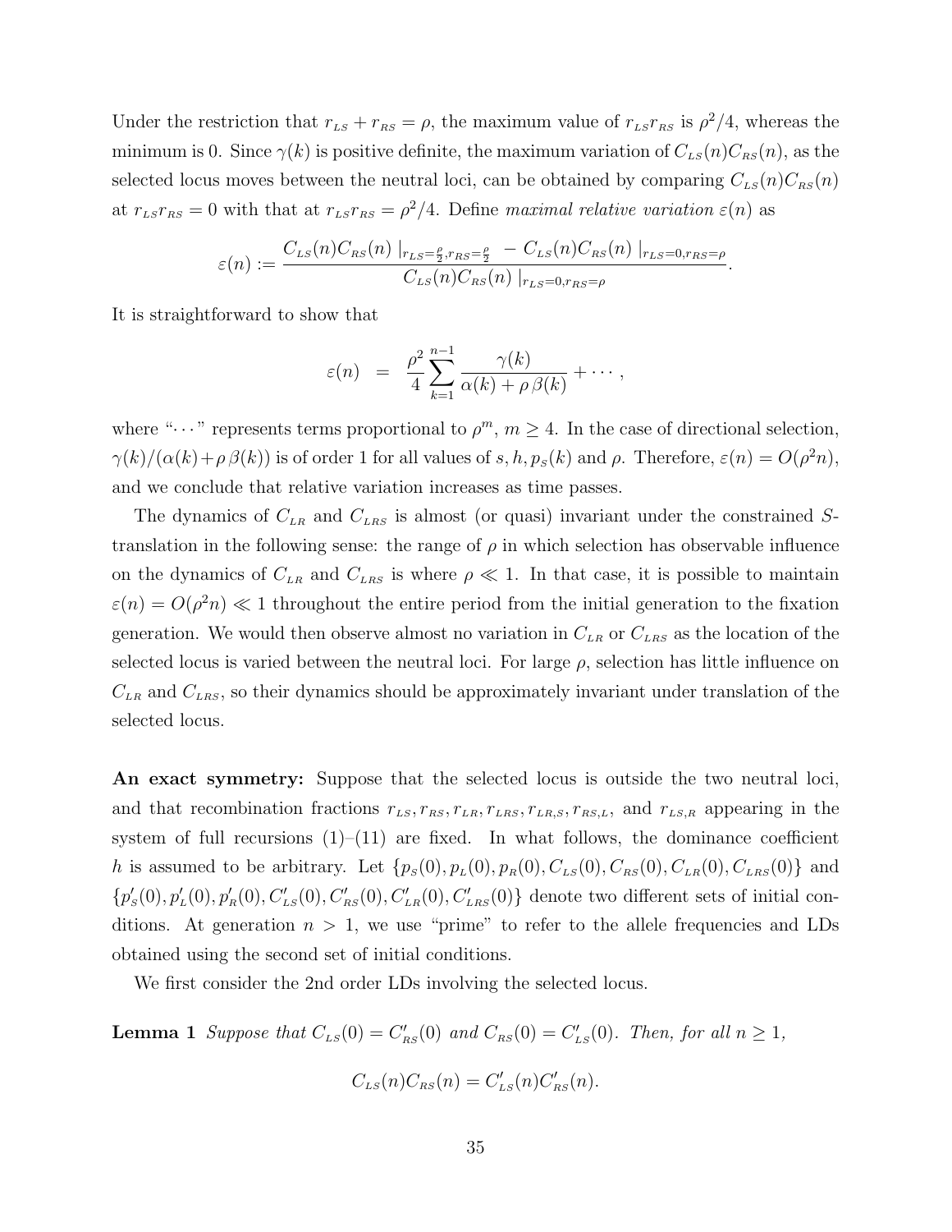Under the restriction that $r_{LS} + r_{RS} = \rho$, the maximum value of $r_{LS} r_{RS}$ is $\rho^2/4$, whereas the minimum is 0. Since $\gamma(k)$ is positive definite, the maximum variation of $C_{LS}(n)C_{RS}(n)$, as the selected locus moves between the neutral loci, can be obtained by comparing $C_{LS}(n)C_{RS}(n)$ at $r_{LS}r_{RS} = 0$ with that at $r_{LS}r_{RS} = \rho^2/4$. Define *maximal relative variation* $\varepsilon(n)$ as

$$\varepsilon(n) := \frac{C_{LS}(n)C_{RS}(n)\mid_{r_{LS}=\frac{\rho}{2}, r_{RS}=\frac{\rho}{2}} - C_{LS}(n)C_{RS}(n)\mid_{r_{LS}=0, r_{RS}=\rho}}{C_{LS}(n)C_{RS}(n)\mid_{r_{LS}=0, r_{RS}=\rho}}.$$

It is straightforward to show that

$$\varepsilon(n) \;=\; \frac{\rho^2}{4}\sum_{k=1}^{n-1}\frac{\gamma(k)}{\alpha(k)+\rho\,\beta(k)} + \cdots,$$

where "$\cdots$" represents terms proportional to $\rho^m$, $m \geq 4$. In the case of directional selection, $\gamma(k)/(\alpha(k)+\rho\,\beta(k))$ is of order 1 for all values of $s, h, p_S(k)$ and $\rho$. Therefore, $\varepsilon(n) = O(\rho^2 n)$, and we conclude that relative variation increases as time passes.

The dynamics of $C_{LR}$ and $C_{LRS}$ is almost (or quasi) invariant under the constrained $S$-translation in the following sense: the range of $\rho$ in which selection has observable influence on the dynamics of $C_{LR}$ and $C_{LRS}$ is where $\rho \ll 1$. In that case, it is possible to maintain $\varepsilon(n) = O(\rho^2 n) \ll 1$ throughout the entire period from the initial generation to the fixation generation. We would then observe almost no variation in $C_{LR}$ or $C_{LRS}$ as the location of the selected locus is varied between the neutral loci. For large $\rho$, selection has little influence on $C_{LR}$ and $C_{LRS}$, so their dynamics should be approximately invariant under translation of the selected locus.

**An exact symmetry:** Suppose that the selected locus is outside the two neutral loci, and that recombination fractions $r_{LS}, r_{RS}, r_{LR}, r_{LRS}, r_{LR,S}, r_{RS,L}$, and $r_{LS,R}$ appearing in the system of full recursions (1)–(11) are fixed. In what follows, the dominance coefficient $h$ is assumed to be arbitrary. Let $\{p_S(0), p_L(0), p_R(0), C_{LS}(0), C_{RS}(0), C_{LR}(0), C_{LRS}(0)\}$ and $\{p'_S(0), p'_L(0), p'_R(0), C'_{LS}(0), C'_{RS}(0), C'_{LR}(0), C'_{LRS}(0)\}$ denote two different sets of initial conditions. At generation $n > 1$, we use "prime" to refer to the allele frequencies and LDs obtained using the second set of initial conditions.

We first consider the 2nd order LDs involving the selected locus.

**Lemma 1** *Suppose that $C_{LS}(0) = C'_{RS}(0)$ and $C_{RS}(0) = C'_{LS}(0)$. Then, for all $n \geq 1$,*

$$C_{LS}(n)C_{RS}(n) = C'_{LS}(n)C'_{RS}(n).$$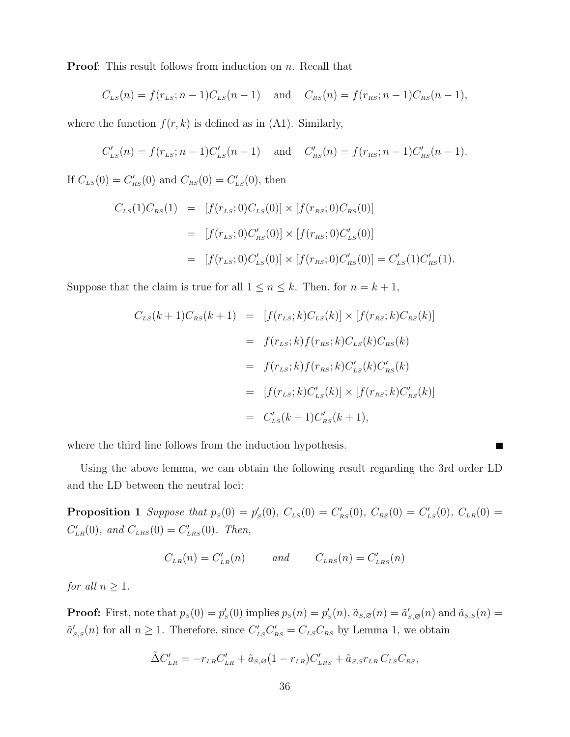**Proof**: This result follows from induction on $n$. Recall that

$$C_{LS}(n) = f(r_{LS}; n-1)C_{LS}(n-1) \quad \text{and} \quad C_{RS}(n) = f(r_{RS}; n-1)C_{RS}(n-1),$$

where the function $f(r,k)$ is defined as in (A1). Similarly,

$$C'_{LS}(n) = f(r_{LS}; n-1)C'_{LS}(n-1) \quad \text{and} \quad C'_{RS}(n) = f(r_{RS}; n-1)C'_{RS}(n-1).$$

If $C_{LS}(0) = C'_{RS}(0)$ and $C_{RS}(0) = C'_{LS}(0)$, then

$$\begin{aligned}
C_{LS}(1)C_{RS}(1) &= [f(r_{LS}; 0)C_{LS}(0)] \times [f(r_{RS}; 0)C_{RS}(0)] \\
&= [f(r_{LS}; 0)C'_{RS}(0)] \times [f(r_{RS}; 0)C'_{LS}(0)] \\
&= [f(r_{LS}; 0)C'_{LS}(0)] \times [f(r_{RS}; 0)C'_{RS}(0)] = C'_{LS}(1)C'_{RS}(1).
\end{aligned}$$

Suppose that the claim is true for all $1 \leq n \leq k$. Then, for $n = k+1$,

$$\begin{aligned}
C_{LS}(k+1)C_{RS}(k+1) &= [f(r_{LS}; k)C_{LS}(k)] \times [f(r_{RS}; k)C_{RS}(k)] \\
&= f(r_{LS}; k)f(r_{RS}; k)C_{LS}(k)C_{RS}(k) \\
&= f(r_{LS}; k)f(r_{RS}; k)C'_{LS}(k)C'_{RS}(k) \\
&= [f(r_{LS}; k)C'_{LS}(k)] \times [f(r_{RS}; k)C'_{RS}(k)] \\
&= C'_{LS}(k+1)C'_{RS}(k+1),
\end{aligned}$$

where the third line follows from the induction hypothesis. ■

Using the above lemma, we can obtain the following result regarding the 3rd order LD and the LD between the neutral loci:

**Proposition 1** *Suppose that $p_S(0) = p'_S(0)$, $C_{LS}(0) = C'_{RS}(0)$, $C_{RS}(0) = C'_{LS}(0)$, $C_{LR}(0) = C'_{LR}(0)$, and $C_{LRS}(0) = C'_{LRS}(0)$. Then,*

$$C_{LR}(n) = C'_{LR}(n) \qquad \text{and} \qquad C_{LRS}(n) = C'_{LRS}(n)$$

*for all $n \geq 1$.*

**Proof:** First, note that $p_S(0) = p'_S(0)$ implies $p_S(n) = p'_S(n)$, $\tilde{a}_{S,\varnothing}(n) = \tilde{a}'_{S,\varnothing}(n)$ and $\tilde{a}_{S,S}(n) = \tilde{a}'_{S,S}(n)$ for all $n \geq 1$. Therefore, since $C'_{LS}C'_{RS} = C_{LS}C_{RS}$ by Lemma 1, we obtain

$$\tilde{\Delta}C'_{LR} = -r_{LR}C'_{LR} + \tilde{a}_{S,\varnothing}(1-r_{LR})C'_{LRS} + \tilde{a}_{S,S}r_{LR}\,C_{LS}C_{RS},$$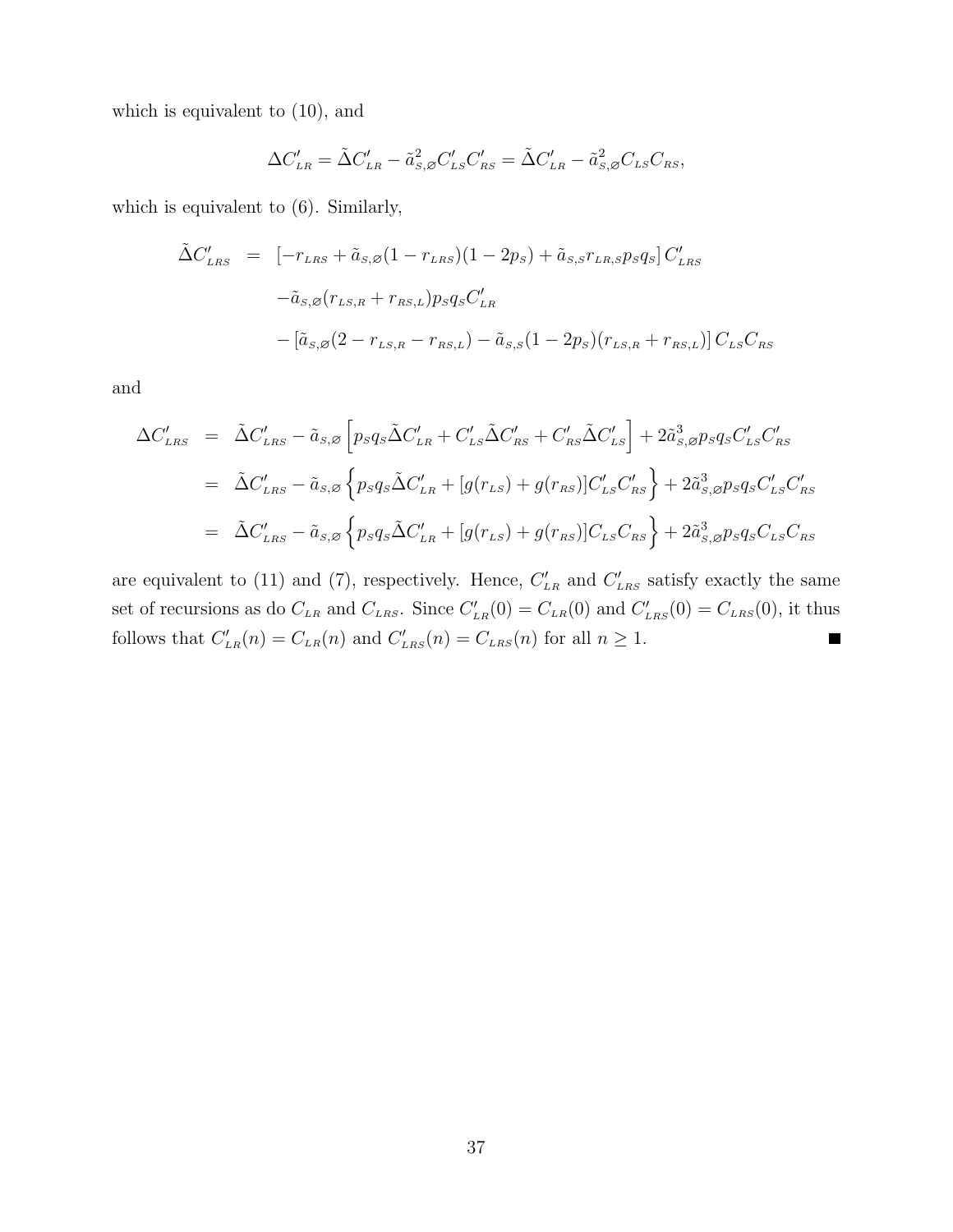which is equivalent to (10), and

$$\Delta C'_{LR} = \tilde{\Delta} C'_{LR} - \tilde{a}^2_{S,\varnothing} C'_{LS} C'_{RS} = \tilde{\Delta} C'_{LR} - \tilde{a}^2_{S,\varnothing} C_{LS} C_{RS},$$

which is equivalent to (6). Similarly,

$$\begin{aligned}
\tilde{\Delta} C'_{LRS} &= \left[ -r_{LRS} + \tilde{a}_{S,\varnothing}(1 - r_{LRS})(1 - 2p_S) + \tilde{a}_{S,S} r_{LR,S} p_S q_S \right] C'_{LRS} \\
&\quad - \tilde{a}_{S,\varnothing}(r_{LS,R} + r_{RS,L}) p_S q_S C'_{LR} \\
&\quad - \left[ \tilde{a}_{S,\varnothing}(2 - r_{LS,R} - r_{RS,L}) - \tilde{a}_{S,S}(1 - 2p_S)(r_{LS,R} + r_{RS,L}) \right] C_{LS} C_{RS}
\end{aligned}$$

and

$$\begin{aligned}
\Delta C'_{LRS} &= \tilde{\Delta} C'_{LRS} - \tilde{a}_{S,\varnothing} \left[ p_S q_S \tilde{\Delta} C'_{LR} + C'_{LS} \tilde{\Delta} C'_{RS} + C'_{RS} \tilde{\Delta} C'_{LS} \right] + 2\tilde{a}^3_{S,\varnothing} p_S q_S C'_{LS} C'_{RS} \\
&= \tilde{\Delta} C'_{LRS} - \tilde{a}_{S,\varnothing} \left\{ p_S q_S \tilde{\Delta} C'_{LR} + [g(r_{LS}) + g(r_{RS})] C'_{LS} C'_{RS} \right\} + 2\tilde{a}^3_{S,\varnothing} p_S q_S C'_{LS} C'_{RS} \\
&= \tilde{\Delta} C'_{LRS} - \tilde{a}_{S,\varnothing} \left\{ p_S q_S \tilde{\Delta} C'_{LR} + [g(r_{LS}) + g(r_{RS})] C_{LS} C_{RS} \right\} + 2\tilde{a}^3_{S,\varnothing} p_S q_S C_{LS} C_{RS}
\end{aligned}$$

are equivalent to (11) and (7), respectively. Hence, $C'_{LR}$ and $C'_{LRS}$ satisfy exactly the same set of recursions as do $C_{LR}$ and $C_{LRS}$. Since $C'_{LR}(0) = C_{LR}(0)$ and $C'_{LRS}(0) = C_{LRS}(0)$, it thus follows that $C'_{LR}(n) = C_{LR}(n)$ and $C'_{LRS}(n) = C_{LRS}(n)$ for all $n \geq 1$. ■